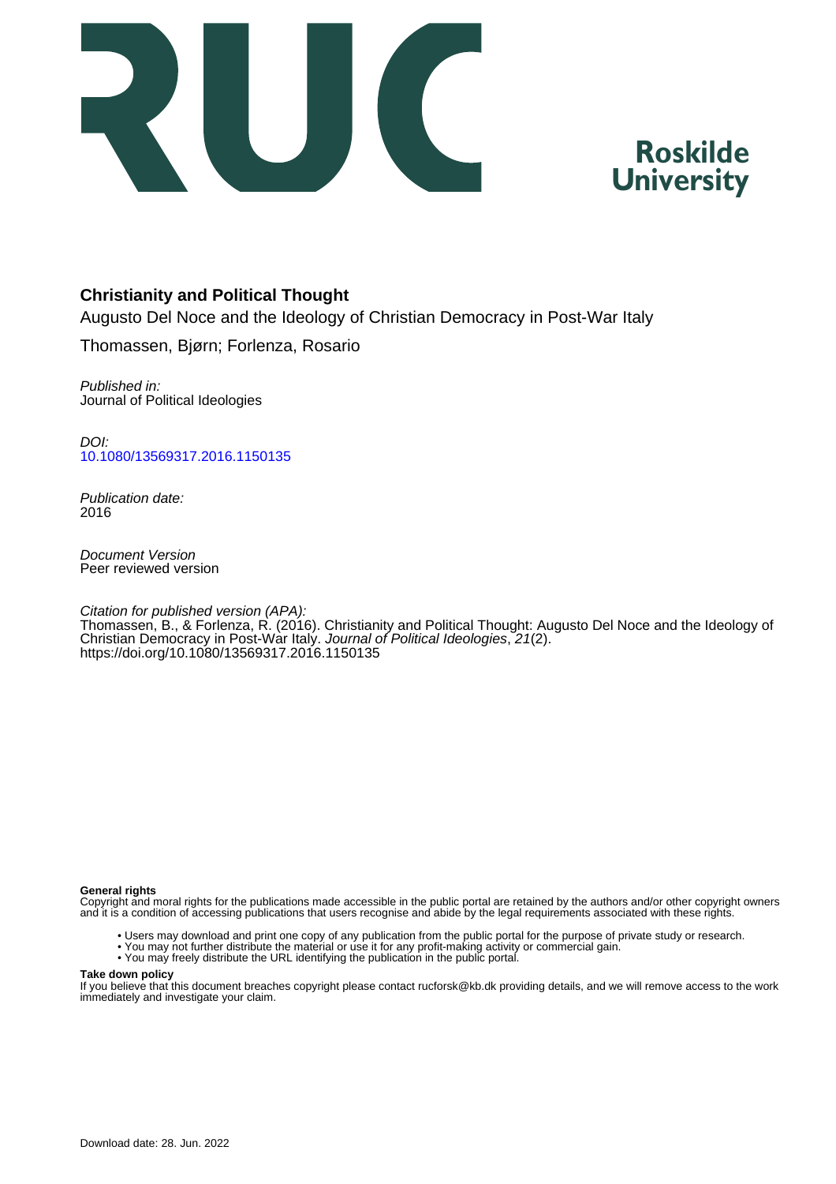# Christianity and Political Thought

Augusto Del Noce and the Ideology of Christian Democracy in Post-War Italy

Thomassen, Bjørn; Forlenza, Rosario

*Published in:*
Journal of Political Ideologies

*DOI:*
10.1080/13569317.2016.1150135

*Publication date:*
2016

*Document Version*
Peer reviewed version

*Citation for published version (APA):*
Thomassen, B., & Forlenza, R. (2016). Christianity and Political Thought: Augusto Del Noce and the Ideology of Christian Democracy in Post-War Italy. *Journal of Political Ideologies*, *21*(2). https://doi.org/10.1080/13569317.2016.1150135

**General rights**
Copyright and moral rights for the publications made accessible in the public portal are retained by the authors and/or other copyright owners and it is a condition of accessing publications that users recognise and abide by the legal requirements associated with these rights.

- Users may download and print one copy of any publication from the public portal for the purpose of private study or research.
- You may not further distribute the material or use it for any profit-making activity or commercial gain.
- You may freely distribute the URL identifying the publication in the public portal.

**Take down policy**
If you believe that this document breaches copyright please contact rucforsk@kb.dk providing details, and we will remove access to the work immediately and investigate your claim.

Download date: 28. Jun. 2022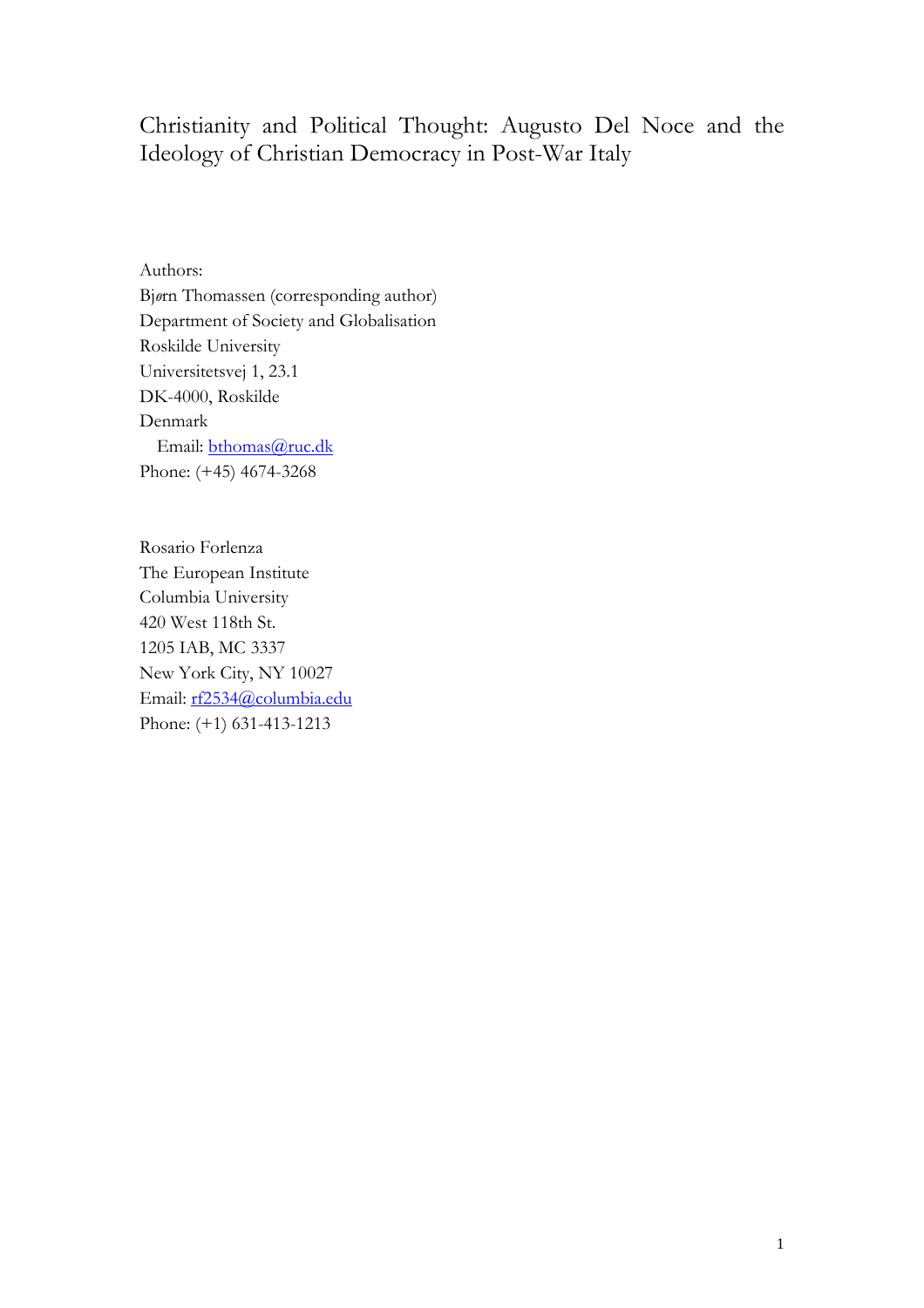# Christianity and Political Thought: Augusto Del Noce and the Ideology of Christian Democracy in Post-War Italy

Authors:
Bjørn Thomassen (corresponding author)
Department of Society and Globalisation
Roskilde University
Universitetsvej 1, 23.1
DK-4000, Roskilde
Denmark
Email: bthomas@ruc.dk
Phone: (+45) 4674-3268

Rosario Forlenza
The European Institute
Columbia University
420 West 118th St.
1205 IAB, MC 3337
New York City, NY 10027
Email: rf2534@columbia.edu
Phone: (+1) 631-413-1213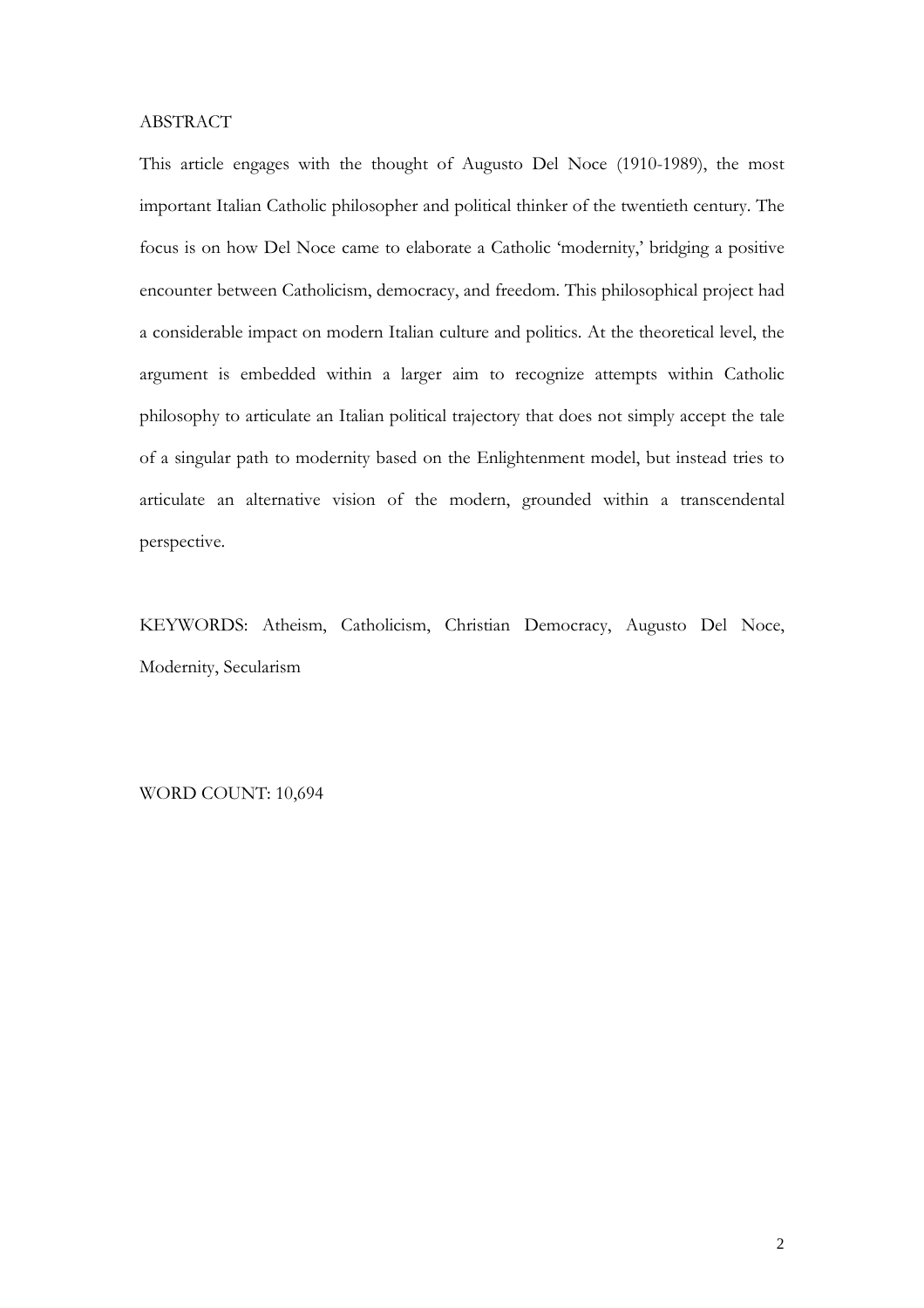ABSTRACT

This article engages with the thought of Augusto Del Noce (1910-1989), the most important Italian Catholic philosopher and political thinker of the twentieth century. The focus is on how Del Noce came to elaborate a Catholic 'modernity,' bridging a positive encounter between Catholicism, democracy, and freedom. This philosophical project had a considerable impact on modern Italian culture and politics. At the theoretical level, the argument is embedded within a larger aim to recognize attempts within Catholic philosophy to articulate an Italian political trajectory that does not simply accept the tale of a singular path to modernity based on the Enlightenment model, but instead tries to articulate an alternative vision of the modern, grounded within a transcendental perspective.

KEYWORDS: Atheism, Catholicism, Christian Democracy, Augusto Del Noce, Modernity, Secularism

WORD COUNT: 10,694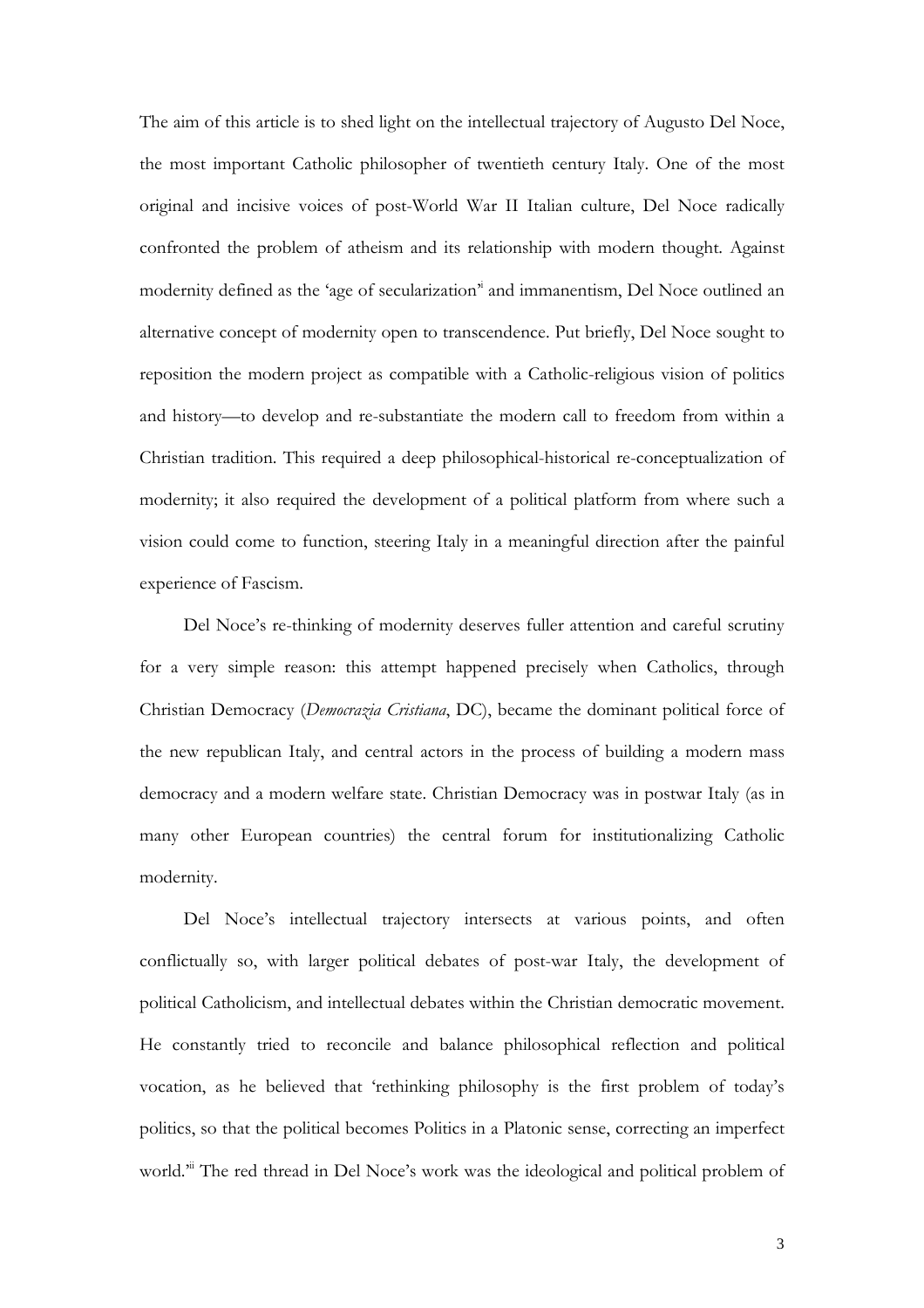The aim of this article is to shed light on the intellectual trajectory of Augusto Del Noce, the most important Catholic philosopher of twentieth century Italy. One of the most original and incisive voices of post-World War II Italian culture, Del Noce radically confronted the problem of atheism and its relationship with modern thought. Against modernity defined as the 'age of secularization'[i] and immanentism, Del Noce outlined an alternative concept of modernity open to transcendence. Put briefly, Del Noce sought to reposition the modern project as compatible with a Catholic-religious vision of politics and history—to develop and re-substantiate the modern call to freedom from within a Christian tradition. This required a deep philosophical-historical re-conceptualization of modernity; it also required the development of a political platform from where such a vision could come to function, steering Italy in a meaningful direction after the painful experience of Fascism.

Del Noce's re-thinking of modernity deserves fuller attention and careful scrutiny for a very simple reason: this attempt happened precisely when Catholics, through Christian Democracy (*Democrazia Cristiana*, DC), became the dominant political force of the new republican Italy, and central actors in the process of building a modern mass democracy and a modern welfare state. Christian Democracy was in postwar Italy (as in many other European countries) the central forum for institutionalizing Catholic modernity.

Del Noce's intellectual trajectory intersects at various points, and often conflictually so, with larger political debates of post-war Italy, the development of political Catholicism, and intellectual debates within the Christian democratic movement. He constantly tried to reconcile and balance philosophical reflection and political vocation, as he believed that 'rethinking philosophy is the first problem of today's politics, so that the political becomes Politics in a Platonic sense, correcting an imperfect world.'[ii] The red thread in Del Noce's work was the ideological and political problem of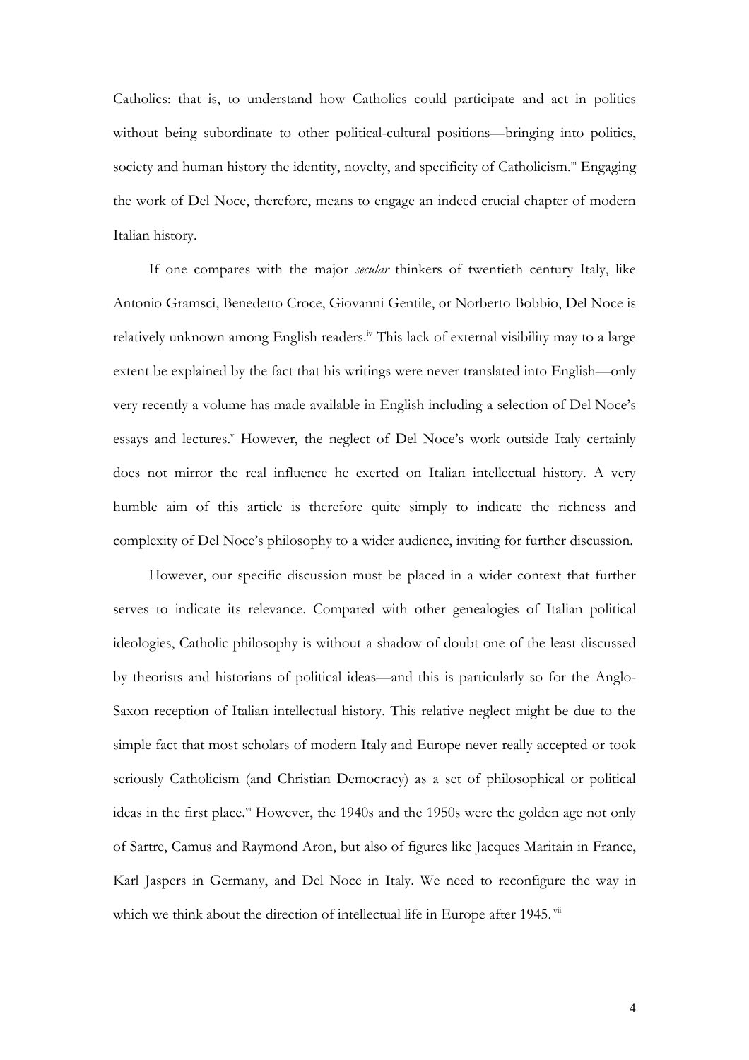Catholics: that is, to understand how Catholics could participate and act in politics without being subordinate to other political-cultural positions—bringing into politics, society and human history the identity, novelty, and specificity of Catholicism.[iii] Engaging the work of Del Noce, therefore, means to engage an indeed crucial chapter of modern Italian history.

If one compares with the major *secular* thinkers of twentieth century Italy, like Antonio Gramsci, Benedetto Croce, Giovanni Gentile, or Norberto Bobbio, Del Noce is relatively unknown among English readers.[iv] This lack of external visibility may to a large extent be explained by the fact that his writings were never translated into English—only very recently a volume has made available in English including a selection of Del Noce's essays and lectures.[v] However, the neglect of Del Noce's work outside Italy certainly does not mirror the real influence he exerted on Italian intellectual history. A very humble aim of this article is therefore quite simply to indicate the richness and complexity of Del Noce's philosophy to a wider audience, inviting for further discussion.

However, our specific discussion must be placed in a wider context that further serves to indicate its relevance. Compared with other genealogies of Italian political ideologies, Catholic philosophy is without a shadow of doubt one of the least discussed by theorists and historians of political ideas—and this is particularly so for the Anglo-Saxon reception of Italian intellectual history. This relative neglect might be due to the simple fact that most scholars of modern Italy and Europe never really accepted or took seriously Catholicism (and Christian Democracy) as a set of philosophical or political ideas in the first place.[vi] However, the 1940s and the 1950s were the golden age not only of Sartre, Camus and Raymond Aron, but also of figures like Jacques Maritain in France, Karl Jaspers in Germany, and Del Noce in Italy. We need to reconfigure the way in which we think about the direction of intellectual life in Europe after 1945.[vii]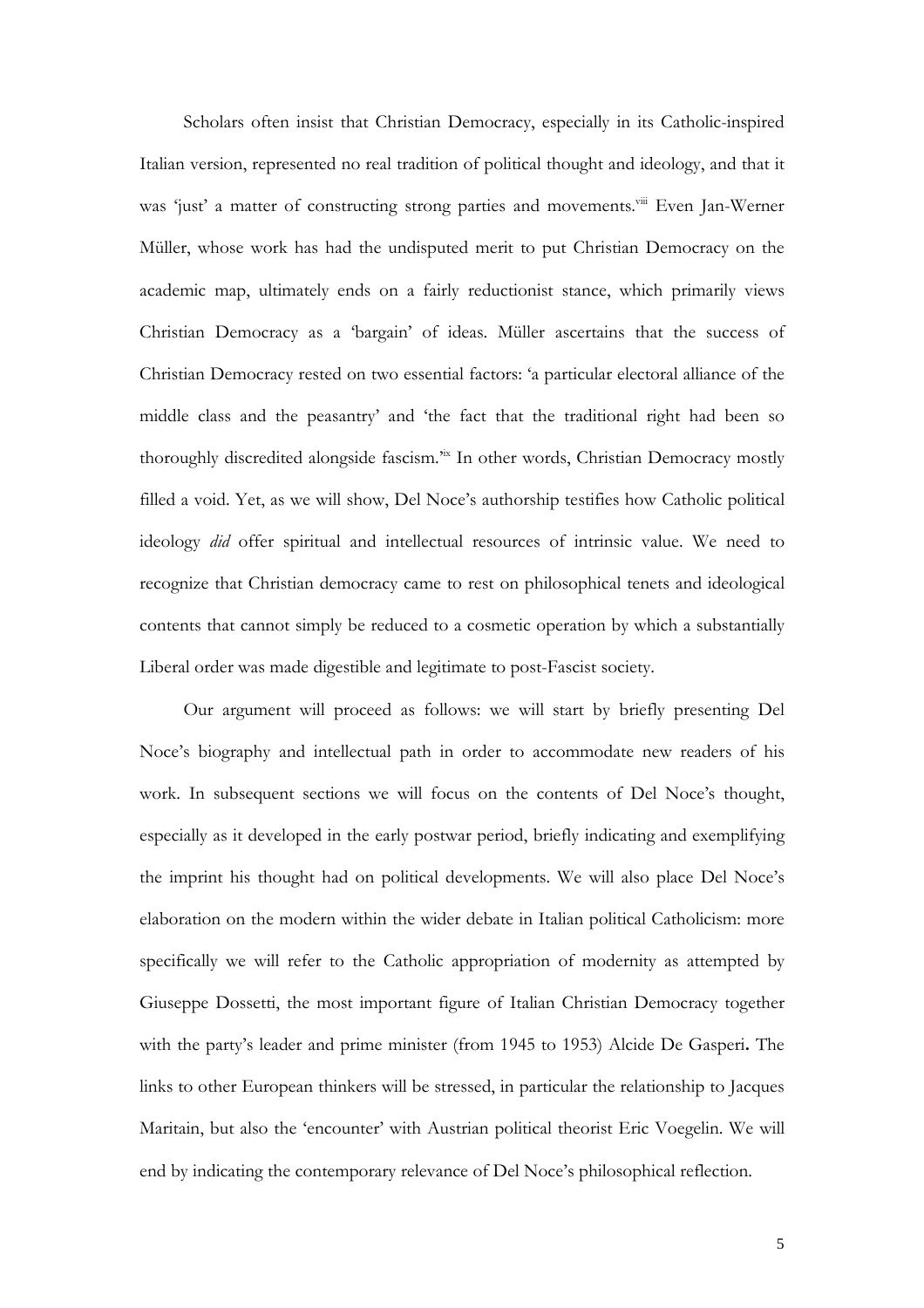Scholars often insist that Christian Democracy, especially in its Catholic-inspired Italian version, represented no real tradition of political thought and ideology, and that it was 'just' a matter of constructing strong parties and movements.[viii] Even Jan-Werner Müller, whose work has had the undisputed merit to put Christian Democracy on the academic map, ultimately ends on a fairly reductionist stance, which primarily views Christian Democracy as a 'bargain' of ideas. Müller ascertains that the success of Christian Democracy rested on two essential factors: 'a particular electoral alliance of the middle class and the peasantry' and 'the fact that the traditional right had been so thoroughly discredited alongside fascism.'[ix] In other words, Christian Democracy mostly filled a void. Yet, as we will show, Del Noce's authorship testifies how Catholic political ideology *did* offer spiritual and intellectual resources of intrinsic value. We need to recognize that Christian democracy came to rest on philosophical tenets and ideological contents that cannot simply be reduced to a cosmetic operation by which a substantially Liberal order was made digestible and legitimate to post-Fascist society.

Our argument will proceed as follows: we will start by briefly presenting Del Noce's biography and intellectual path in order to accommodate new readers of his work. In subsequent sections we will focus on the contents of Del Noce's thought, especially as it developed in the early postwar period, briefly indicating and exemplifying the imprint his thought had on political developments. We will also place Del Noce's elaboration on the modern within the wider debate in Italian political Catholicism: more specifically we will refer to the Catholic appropriation of modernity as attempted by Giuseppe Dossetti, the most important figure of Italian Christian Democracy together with the party's leader and prime minister (from 1945 to 1953) Alcide De Gasperi**.** The links to other European thinkers will be stressed, in particular the relationship to Jacques Maritain, but also the 'encounter' with Austrian political theorist Eric Voegelin. We will end by indicating the contemporary relevance of Del Noce's philosophical reflection.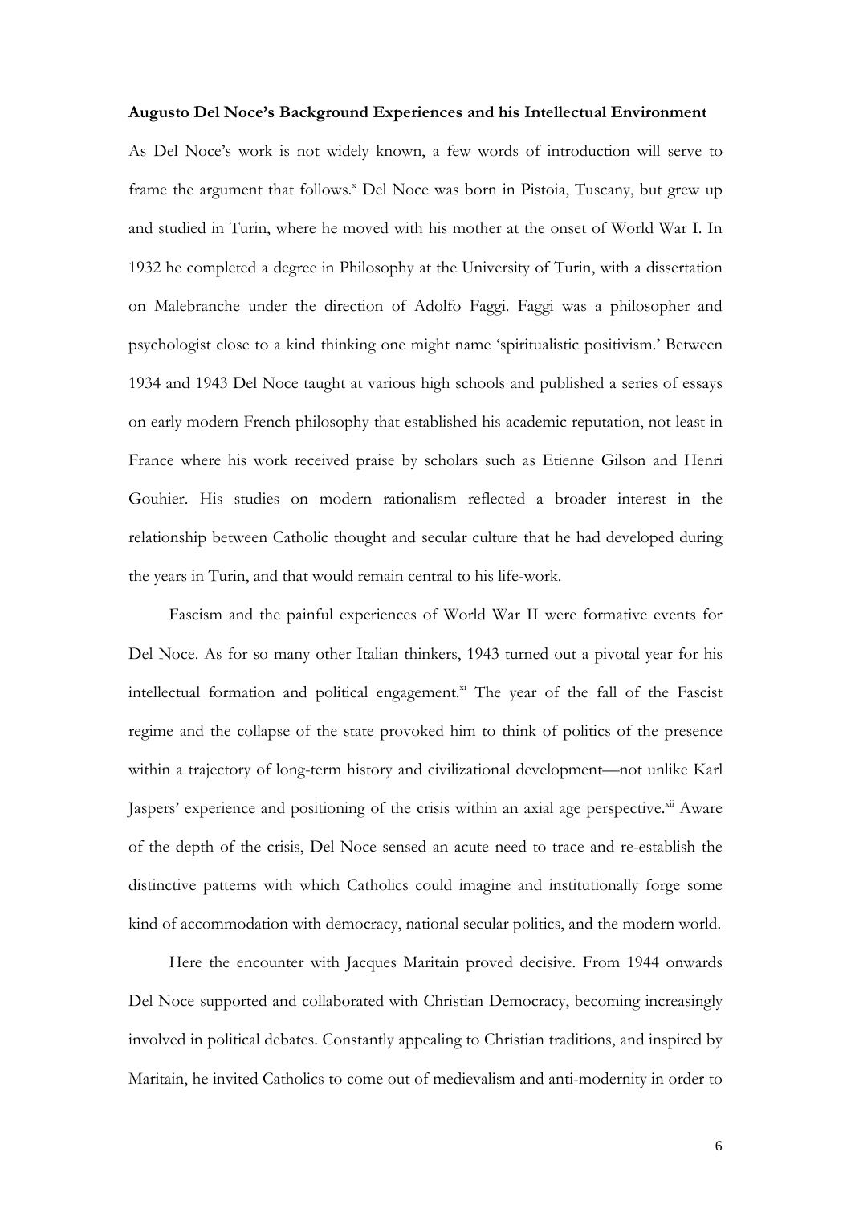**Augusto Del Noce's Background Experiences and his Intellectual Environment**

As Del Noce's work is not widely known, a few words of introduction will serve to frame the argument that follows.[x] Del Noce was born in Pistoia, Tuscany, but grew up and studied in Turin, where he moved with his mother at the onset of World War I. In 1932 he completed a degree in Philosophy at the University of Turin, with a dissertation on Malebranche under the direction of Adolfo Faggi. Faggi was a philosopher and psychologist close to a kind thinking one might name 'spiritualistic positivism.' Between 1934 and 1943 Del Noce taught at various high schools and published a series of essays on early modern French philosophy that established his academic reputation, not least in France where his work received praise by scholars such as Etienne Gilson and Henri Gouhier. His studies on modern rationalism reflected a broader interest in the relationship between Catholic thought and secular culture that he had developed during the years in Turin, and that would remain central to his life-work.

Fascism and the painful experiences of World War II were formative events for Del Noce. As for so many other Italian thinkers, 1943 turned out a pivotal year for his intellectual formation and political engagement.[xi] The year of the fall of the Fascist regime and the collapse of the state provoked him to think of politics of the presence within a trajectory of long-term history and civilizational development—not unlike Karl Jaspers' experience and positioning of the crisis within an axial age perspective.[xii] Aware of the depth of the crisis, Del Noce sensed an acute need to trace and re-establish the distinctive patterns with which Catholics could imagine and institutionally forge some kind of accommodation with democracy, national secular politics, and the modern world.

Here the encounter with Jacques Maritain proved decisive. From 1944 onwards Del Noce supported and collaborated with Christian Democracy, becoming increasingly involved in political debates. Constantly appealing to Christian traditions, and inspired by Maritain, he invited Catholics to come out of medievalism and anti-modernity in order to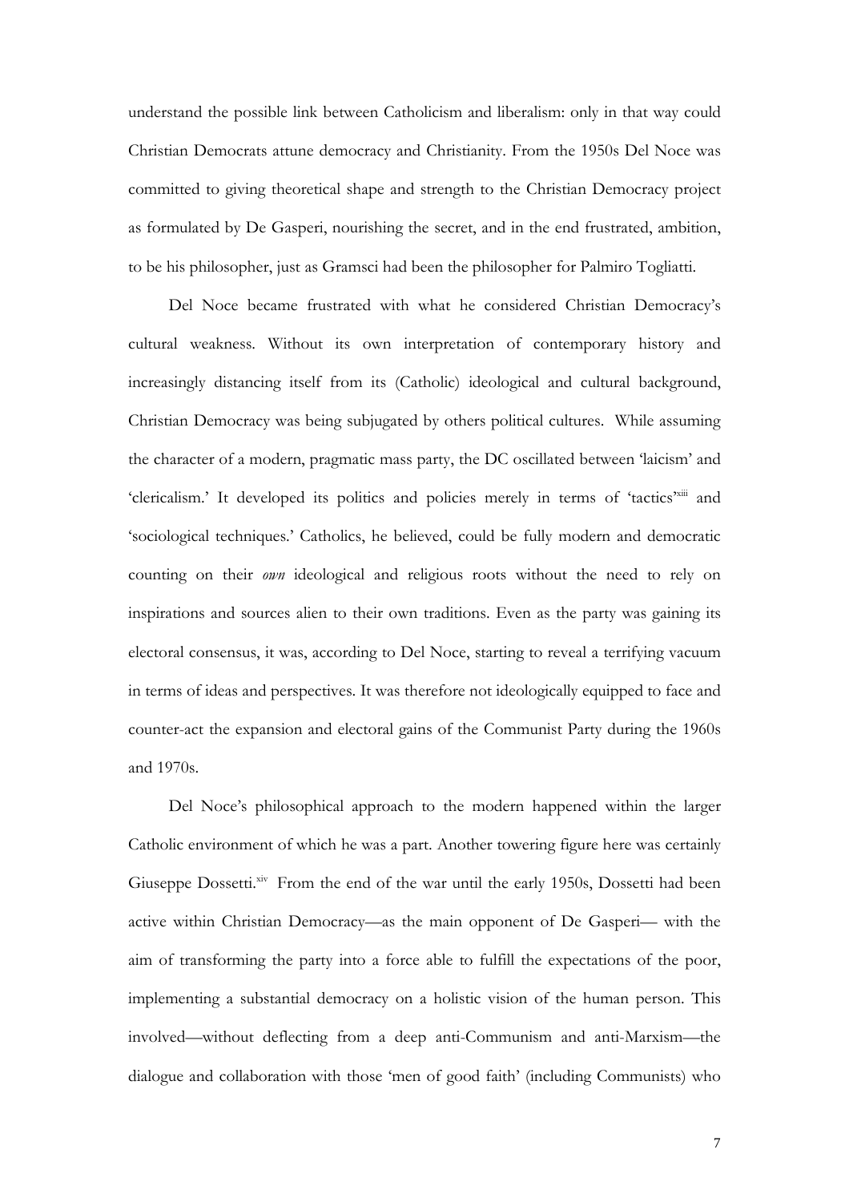understand the possible link between Catholicism and liberalism: only in that way could Christian Democrats attune democracy and Christianity. From the 1950s Del Noce was committed to giving theoretical shape and strength to the Christian Democracy project as formulated by De Gasperi, nourishing the secret, and in the end frustrated, ambition, to be his philosopher, just as Gramsci had been the philosopher for Palmiro Togliatti.

Del Noce became frustrated with what he considered Christian Democracy's cultural weakness. Without its own interpretation of contemporary history and increasingly distancing itself from its (Catholic) ideological and cultural background, Christian Democracy was being subjugated by others political cultures. While assuming the character of a modern, pragmatic mass party, the DC oscillated between 'laicism' and 'clericalism.' It developed its politics and policies merely in terms of 'tactics'[xiii] and 'sociological techniques.' Catholics, he believed, could be fully modern and democratic counting on their *own* ideological and religious roots without the need to rely on inspirations and sources alien to their own traditions. Even as the party was gaining its electoral consensus, it was, according to Del Noce, starting to reveal a terrifying vacuum in terms of ideas and perspectives. It was therefore not ideologically equipped to face and counter-act the expansion and electoral gains of the Communist Party during the 1960s and 1970s.

Del Noce's philosophical approach to the modern happened within the larger Catholic environment of which he was a part. Another towering figure here was certainly Giuseppe Dossetti.[xiv] From the end of the war until the early 1950s, Dossetti had been active within Christian Democracy—as the main opponent of De Gasperi— with the aim of transforming the party into a force able to fulfill the expectations of the poor, implementing a substantial democracy on a holistic vision of the human person. This involved—without deflecting from a deep anti-Communism and anti-Marxism—the dialogue and collaboration with those 'men of good faith' (including Communists) who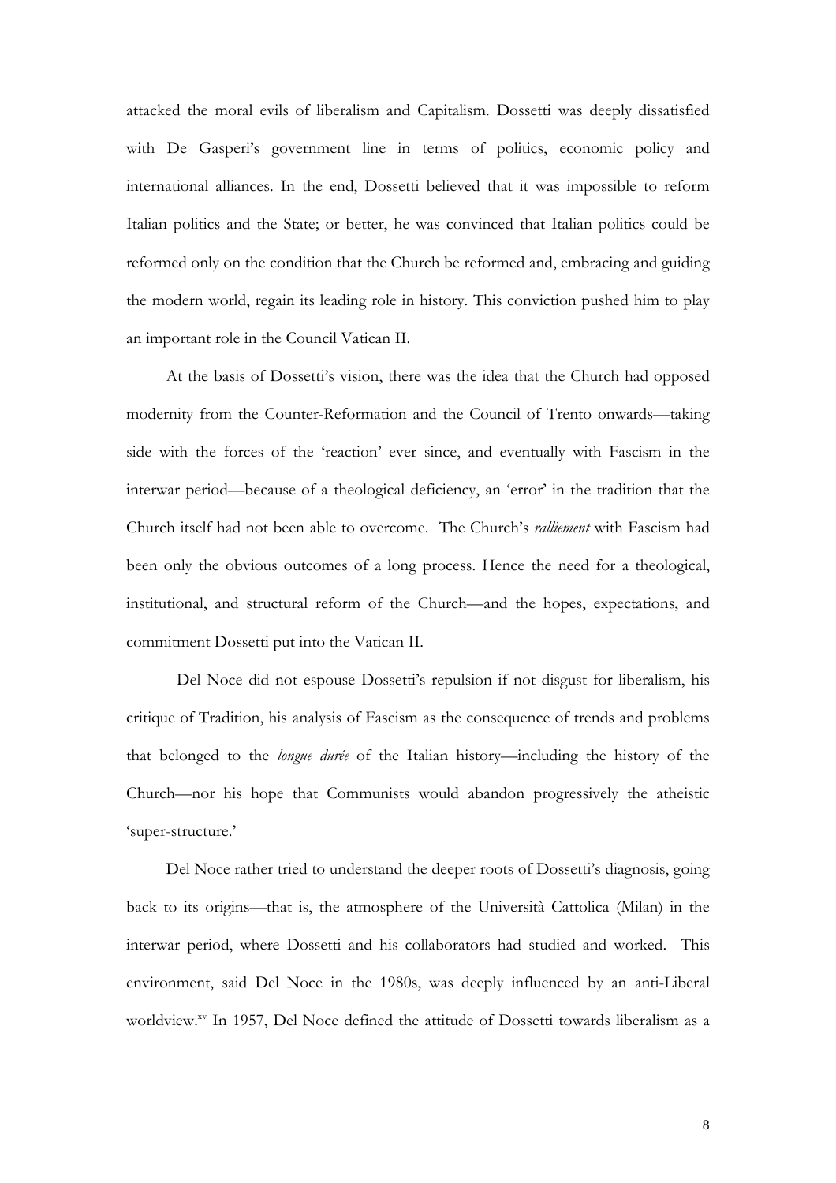attacked the moral evils of liberalism and Capitalism. Dossetti was deeply dissatisfied with De Gasperi's government line in terms of politics, economic policy and international alliances. In the end, Dossetti believed that it was impossible to reform Italian politics and the State; or better, he was convinced that Italian politics could be reformed only on the condition that the Church be reformed and, embracing and guiding the modern world, regain its leading role in history. This conviction pushed him to play an important role in the Council Vatican II.

At the basis of Dossetti's vision, there was the idea that the Church had opposed modernity from the Counter-Reformation and the Council of Trento onwards—taking side with the forces of the 'reaction' ever since, and eventually with Fascism in the interwar period—because of a theological deficiency, an 'error' in the tradition that the Church itself had not been able to overcome. The Church's *ralliement* with Fascism had been only the obvious outcomes of a long process. Hence the need for a theological, institutional, and structural reform of the Church—and the hopes, expectations, and commitment Dossetti put into the Vatican II.

Del Noce did not espouse Dossetti's repulsion if not disgust for liberalism, his critique of Tradition, his analysis of Fascism as the consequence of trends and problems that belonged to the *longue durée* of the Italian history—including the history of the Church—nor his hope that Communists would abandon progressively the atheistic 'super-structure.'

Del Noce rather tried to understand the deeper roots of Dossetti's diagnosis, going back to its origins—that is, the atmosphere of the Università Cattolica (Milan) in the interwar period, where Dossetti and his collaborators had studied and worked. This environment, said Del Noce in the 1980s, was deeply influenced by an anti-Liberal worldview.[xv] In 1957, Del Noce defined the attitude of Dossetti towards liberalism as a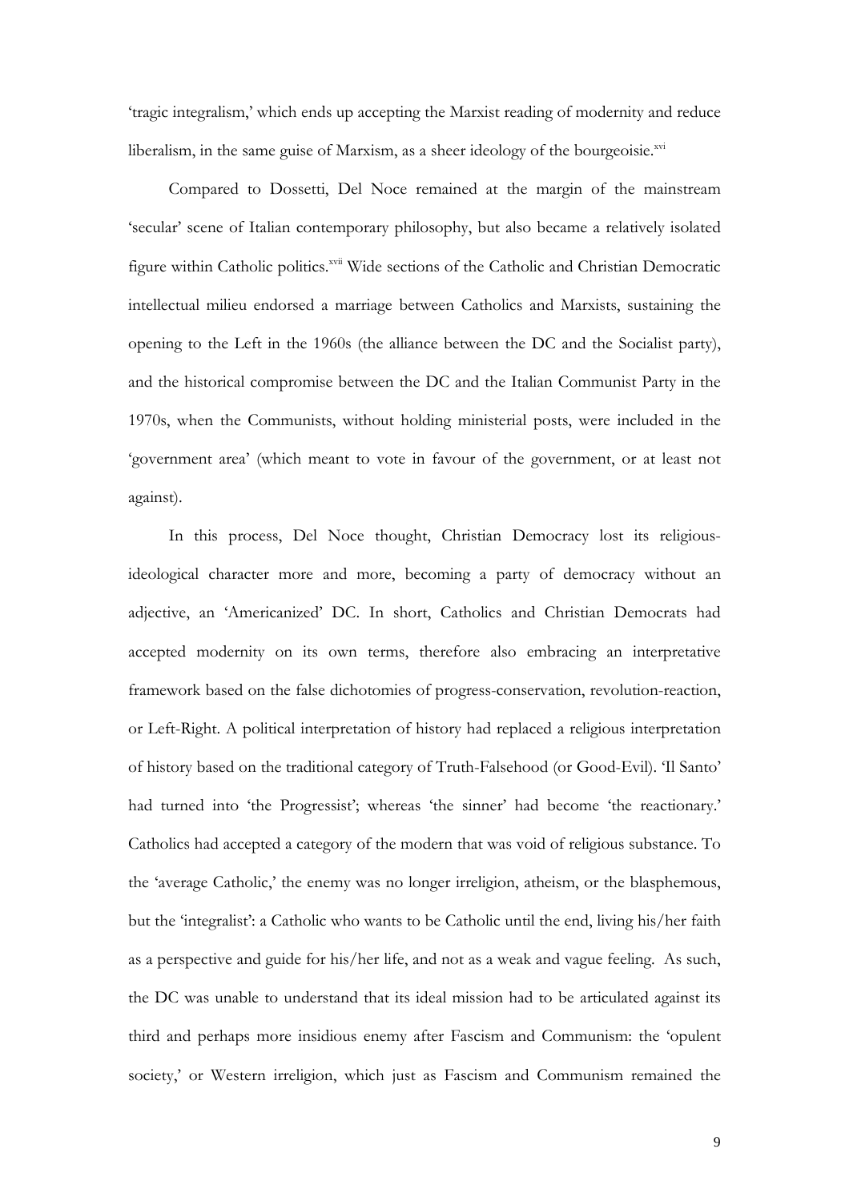'tragic integralism,' which ends up accepting the Marxist reading of modernity and reduce liberalism, in the same guise of Marxism, as a sheer ideology of the bourgeoisie.[xvi]

Compared to Dossetti, Del Noce remained at the margin of the mainstream 'secular' scene of Italian contemporary philosophy, but also became a relatively isolated figure within Catholic politics.[xvii] Wide sections of the Catholic and Christian Democratic intellectual milieu endorsed a marriage between Catholics and Marxists, sustaining the opening to the Left in the 1960s (the alliance between the DC and the Socialist party), and the historical compromise between the DC and the Italian Communist Party in the 1970s, when the Communists, without holding ministerial posts, were included in the 'government area' (which meant to vote in favour of the government, or at least not against).

In this process, Del Noce thought, Christian Democracy lost its religious-ideological character more and more, becoming a party of democracy without an adjective, an 'Americanized' DC. In short, Catholics and Christian Democrats had accepted modernity on its own terms, therefore also embracing an interpretative framework based on the false dichotomies of progress-conservation, revolution-reaction, or Left-Right. A political interpretation of history had replaced a religious interpretation of history based on the traditional category of Truth-Falsehood (or Good-Evil). 'Il Santo' had turned into 'the Progressist'; whereas 'the sinner' had become 'the reactionary.' Catholics had accepted a category of the modern that was void of religious substance. To the 'average Catholic,' the enemy was no longer irreligion, atheism, or the blasphemous, but the 'integralist': a Catholic who wants to be Catholic until the end, living his/her faith as a perspective and guide for his/her life, and not as a weak and vague feeling. As such, the DC was unable to understand that its ideal mission had to be articulated against its third and perhaps more insidious enemy after Fascism and Communism: the 'opulent society,' or Western irreligion, which just as Fascism and Communism remained the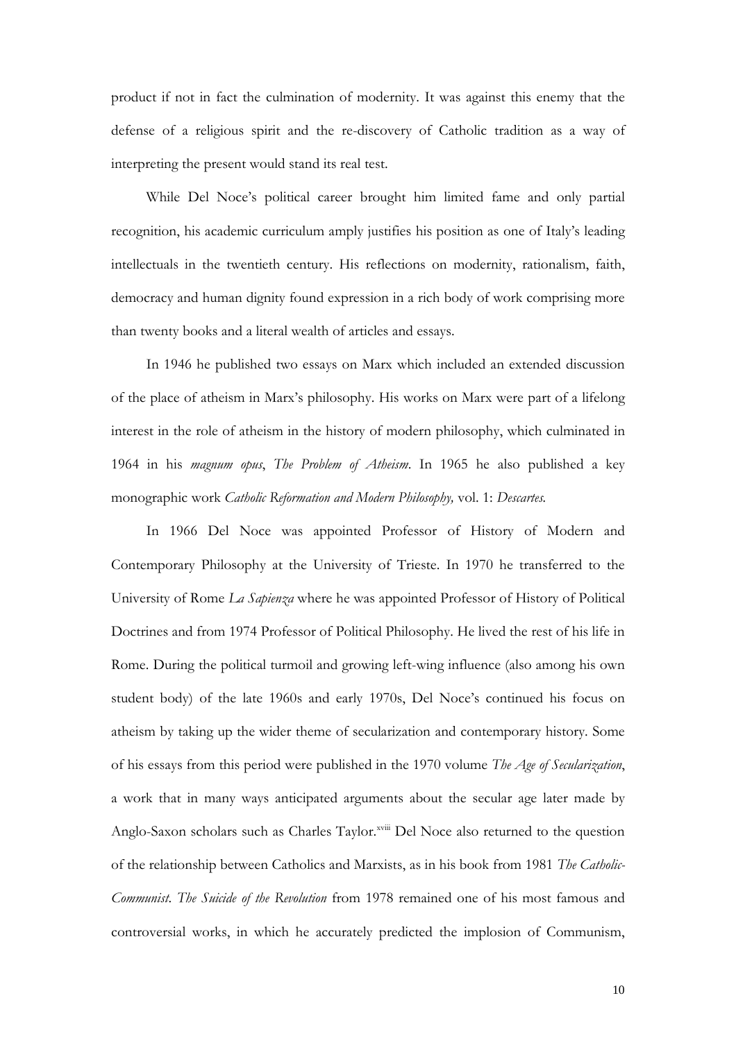product if not in fact the culmination of modernity. It was against this enemy that the defense of a religious spirit and the re-discovery of Catholic tradition as a way of interpreting the present would stand its real test.

While Del Noce's political career brought him limited fame and only partial recognition, his academic curriculum amply justifies his position as one of Italy's leading intellectuals in the twentieth century. His reflections on modernity, rationalism, faith, democracy and human dignity found expression in a rich body of work comprising more than twenty books and a literal wealth of articles and essays.

In 1946 he published two essays on Marx which included an extended discussion of the place of atheism in Marx's philosophy. His works on Marx were part of a lifelong interest in the role of atheism in the history of modern philosophy, which culminated in 1964 in his *magnum opus*, *The Problem of Atheism*. In 1965 he also published a key monographic work *Catholic Reformation and Modern Philosophy,* vol. 1: *Descartes.*

In 1966 Del Noce was appointed Professor of History of Modern and Contemporary Philosophy at the University of Trieste. In 1970 he transferred to the University of Rome *La Sapienza* where he was appointed Professor of History of Political Doctrines and from 1974 Professor of Political Philosophy. He lived the rest of his life in Rome. During the political turmoil and growing left-wing influence (also among his own student body) of the late 1960s and early 1970s, Del Noce's continued his focus on atheism by taking up the wider theme of secularization and contemporary history. Some of his essays from this period were published in the 1970 volume *The Age of Secularization*, a work that in many ways anticipated arguments about the secular age later made by Anglo-Saxon scholars such as Charles Taylor.[xviii] Del Noce also returned to the question of the relationship between Catholics and Marxists, as in his book from 1981 *The Catholic-Communist*. *The Suicide of the Revolution* from 1978 remained one of his most famous and controversial works, in which he accurately predicted the implosion of Communism,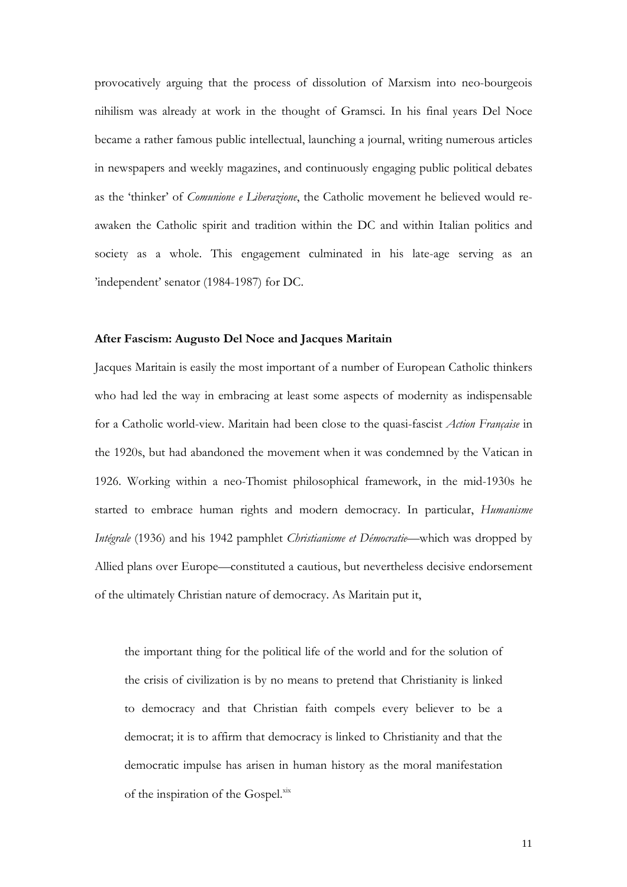provocatively arguing that the process of dissolution of Marxism into neo-bourgeois nihilism was already at work in the thought of Gramsci. In his final years Del Noce became a rather famous public intellectual, launching a journal, writing numerous articles in newspapers and weekly magazines, and continuously engaging public political debates as the 'thinker' of *Comunione e Liberazione*, the Catholic movement he believed would re-awaken the Catholic spirit and tradition within the DC and within Italian politics and society as a whole. This engagement culminated in his late-age serving as an 'independent' senator (1984-1987) for DC.

### After Fascism: Augusto Del Noce and Jacques Maritain

Jacques Maritain is easily the most important of a number of European Catholic thinkers who had led the way in embracing at least some aspects of modernity as indispensable for a Catholic world-view. Maritain had been close to the quasi-fascist *Action Française* in the 1920s, but had abandoned the movement when it was condemned by the Vatican in 1926. Working within a neo-Thomist philosophical framework, in the mid-1930s he started to embrace human rights and modern democracy. In particular, *Humanisme Intégrale* (1936) and his 1942 pamphlet *Christianisme et Démocratie*—which was dropped by Allied plans over Europe—constituted a cautious, but nevertheless decisive endorsement of the ultimately Christian nature of democracy. As Maritain put it,

> the important thing for the political life of the world and for the solution of the crisis of civilization is by no means to pretend that Christianity is linked to democracy and that Christian faith compels every believer to be a democrat; it is to affirm that democracy is linked to Christianity and that the democratic impulse has arisen in human history as the moral manifestation of the inspiration of the Gospel.[xix]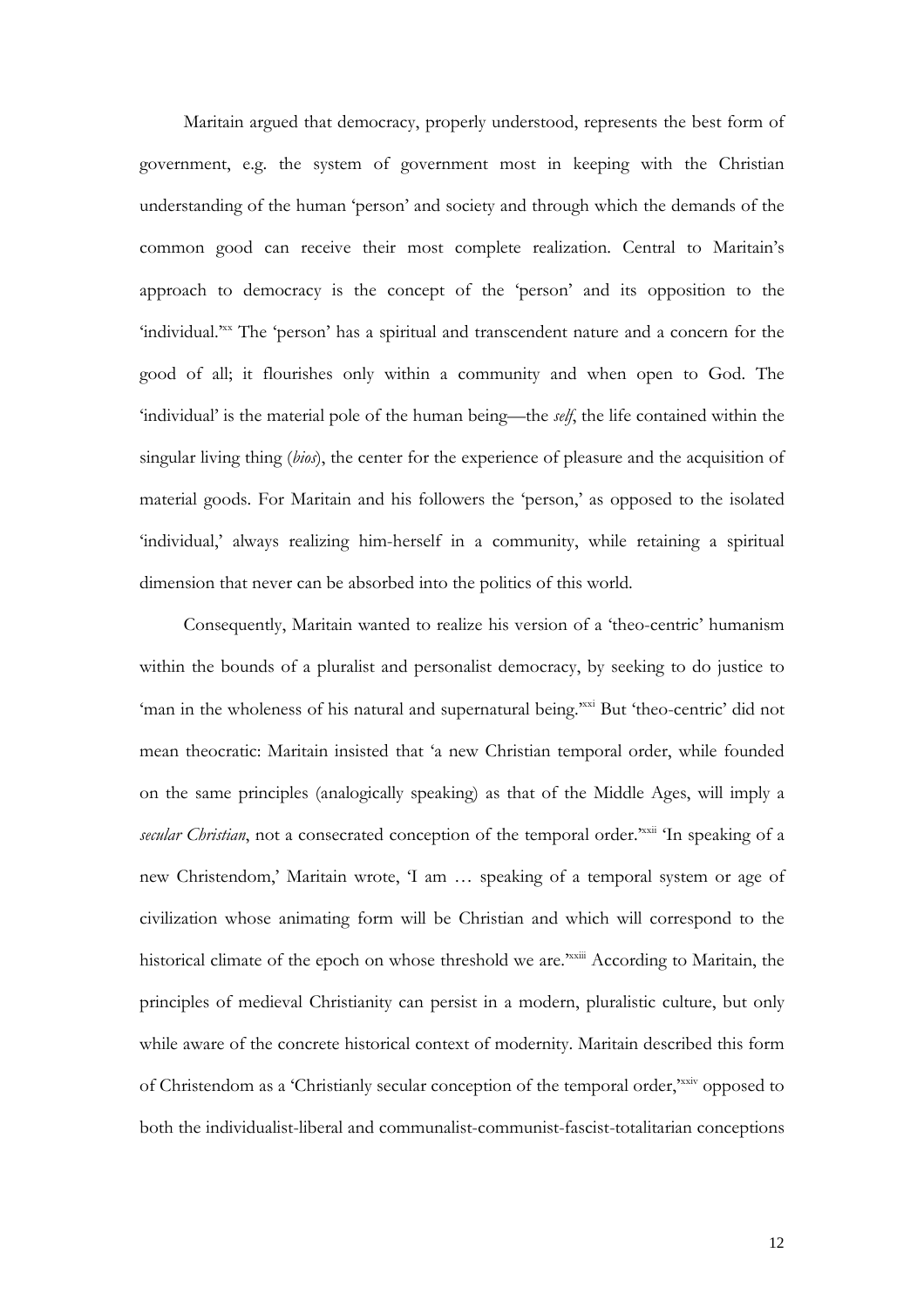Maritain argued that democracy, properly understood, represents the best form of government, e.g. the system of government most in keeping with the Christian understanding of the human 'person' and society and through which the demands of the common good can receive their most complete realization. Central to Maritain's approach to democracy is the concept of the 'person' and its opposition to the 'individual.'[xx] The 'person' has a spiritual and transcendent nature and a concern for the good of all; it flourishes only within a community and when open to God. The 'individual' is the material pole of the human being—the *self*, the life contained within the singular living thing (*bios*), the center for the experience of pleasure and the acquisition of material goods. For Maritain and his followers the 'person,' as opposed to the isolated 'individual,' always realizing him-herself in a community, while retaining a spiritual dimension that never can be absorbed into the politics of this world.

Consequently, Maritain wanted to realize his version of a 'theo-centric' humanism within the bounds of a pluralist and personalist democracy, by seeking to do justice to 'man in the wholeness of his natural and supernatural being.'[xxi] But 'theo-centric' did not mean theocratic: Maritain insisted that 'a new Christian temporal order, while founded on the same principles (analogically speaking) as that of the Middle Ages, will imply a *secular Christian*, not a consecrated conception of the temporal order.'[xxii] 'In speaking of a new Christendom,' Maritain wrote, 'I am … speaking of a temporal system or age of civilization whose animating form will be Christian and which will correspond to the historical climate of the epoch on whose threshold we are.'[xxiii] According to Maritain, the principles of medieval Christianity can persist in a modern, pluralistic culture, but only while aware of the concrete historical context of modernity. Maritain described this form of Christendom as a 'Christianly secular conception of the temporal order,'[xxiv] opposed to both the individualist-liberal and communalist-communist-fascist-totalitarian conceptions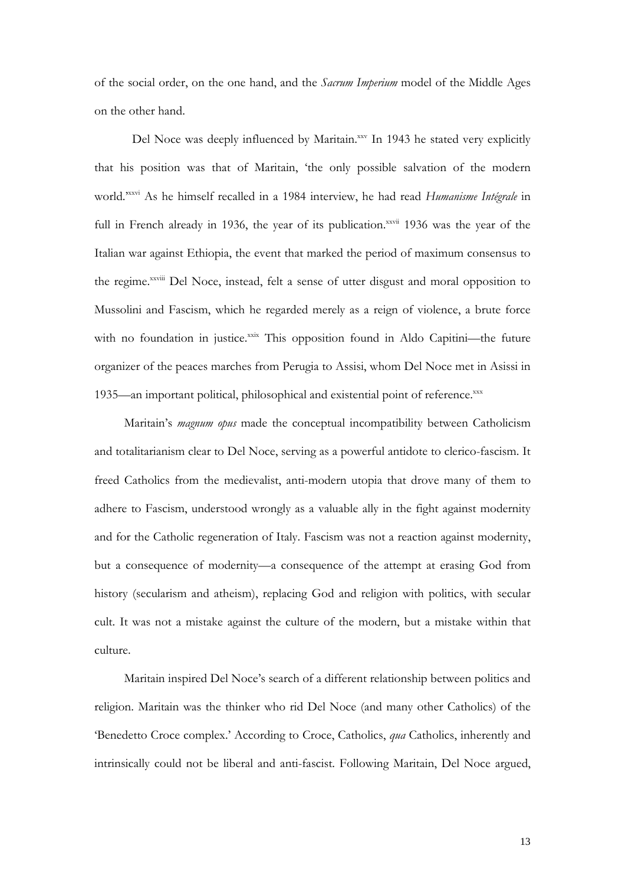of the social order, on the one hand, and the *Sacrum Imperium* model of the Middle Ages on the other hand.

Del Noce was deeply influenced by Maritain.[xxv] In 1943 he stated very explicitly that his position was that of Maritain, 'the only possible salvation of the modern world.'[xxvi] As he himself recalled in a 1984 interview, he had read *Humanisme Intégrale* in full in French already in 1936, the year of its publication.[xxvii] 1936 was the year of the Italian war against Ethiopia, the event that marked the period of maximum consensus to the regime.[xxviii] Del Noce, instead, felt a sense of utter disgust and moral opposition to Mussolini and Fascism, which he regarded merely as a reign of violence, a brute force with no foundation in justice.[xxix] This opposition found in Aldo Capitini—the future organizer of the peaces marches from Perugia to Assisi, whom Del Noce met in Asissi in 1935—an important political, philosophical and existential point of reference.[xxx]

Maritain's *magnum opus* made the conceptual incompatibility between Catholicism and totalitarianism clear to Del Noce, serving as a powerful antidote to clerico-fascism. It freed Catholics from the medievalist, anti-modern utopia that drove many of them to adhere to Fascism, understood wrongly as a valuable ally in the fight against modernity and for the Catholic regeneration of Italy. Fascism was not a reaction against modernity, but a consequence of modernity—a consequence of the attempt at erasing God from history (secularism and atheism), replacing God and religion with politics, with secular cult. It was not a mistake against the culture of the modern, but a mistake within that culture.

Maritain inspired Del Noce's search of a different relationship between politics and religion. Maritain was the thinker who rid Del Noce (and many other Catholics) of the 'Benedetto Croce complex.' According to Croce, Catholics, *qua* Catholics, inherently and intrinsically could not be liberal and anti-fascist. Following Maritain, Del Noce argued,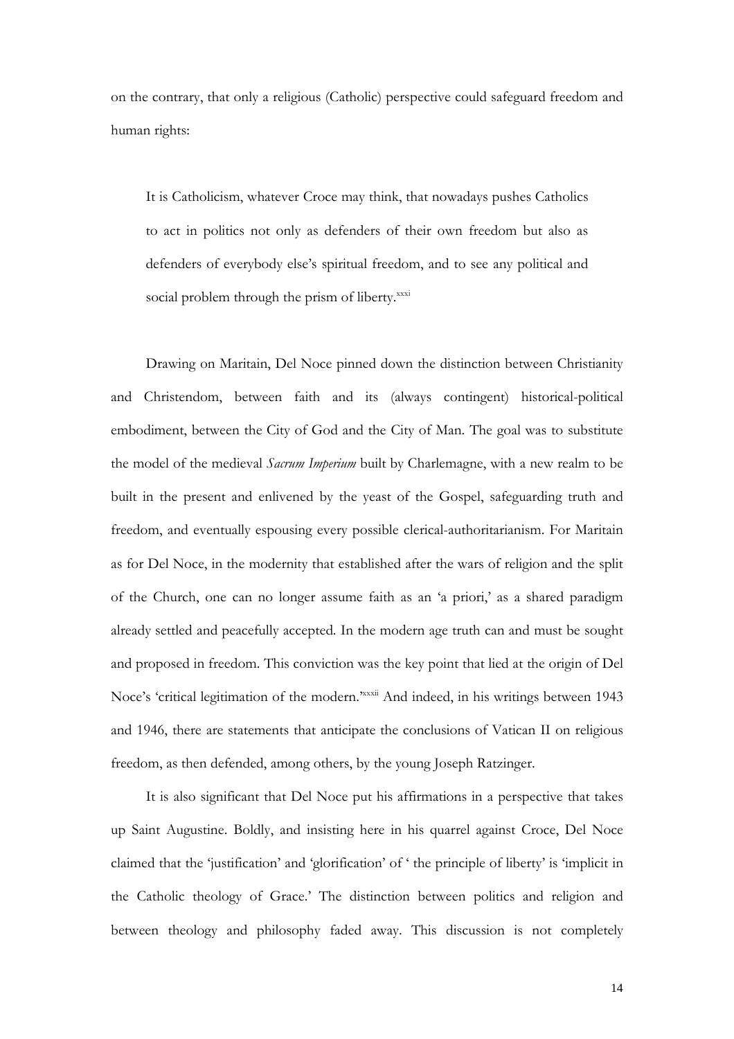on the contrary, that only a religious (Catholic) perspective could safeguard freedom and human rights:

> It is Catholicism, whatever Croce may think, that nowadays pushes Catholics to act in politics not only as defenders of their own freedom but also as defenders of everybody else's spiritual freedom, and to see any political and social problem through the prism of liberty.[xxxi]

Drawing on Maritain, Del Noce pinned down the distinction between Christianity and Christendom, between faith and its (always contingent) historical-political embodiment, between the City of God and the City of Man. The goal was to substitute the model of the medieval *Sacrum Imperium* built by Charlemagne, with a new realm to be built in the present and enlivened by the yeast of the Gospel, safeguarding truth and freedom, and eventually espousing every possible clerical-authoritarianism. For Maritain as for Del Noce, in the modernity that established after the wars of religion and the split of the Church, one can no longer assume faith as an 'a priori,' as a shared paradigm already settled and peacefully accepted. In the modern age truth can and must be sought and proposed in freedom. This conviction was the key point that lied at the origin of Del Noce's 'critical legitimation of the modern.'[xxxii] And indeed, in his writings between 1943 and 1946, there are statements that anticipate the conclusions of Vatican II on religious freedom, as then defended, among others, by the young Joseph Ratzinger.

It is also significant that Del Noce put his affirmations in a perspective that takes up Saint Augustine. Boldly, and insisting here in his quarrel against Croce, Del Noce claimed that the 'justification' and 'glorification' of ' the principle of liberty' is 'implicit in the Catholic theology of Grace.' The distinction between politics and religion and between theology and philosophy faded away. This discussion is not completely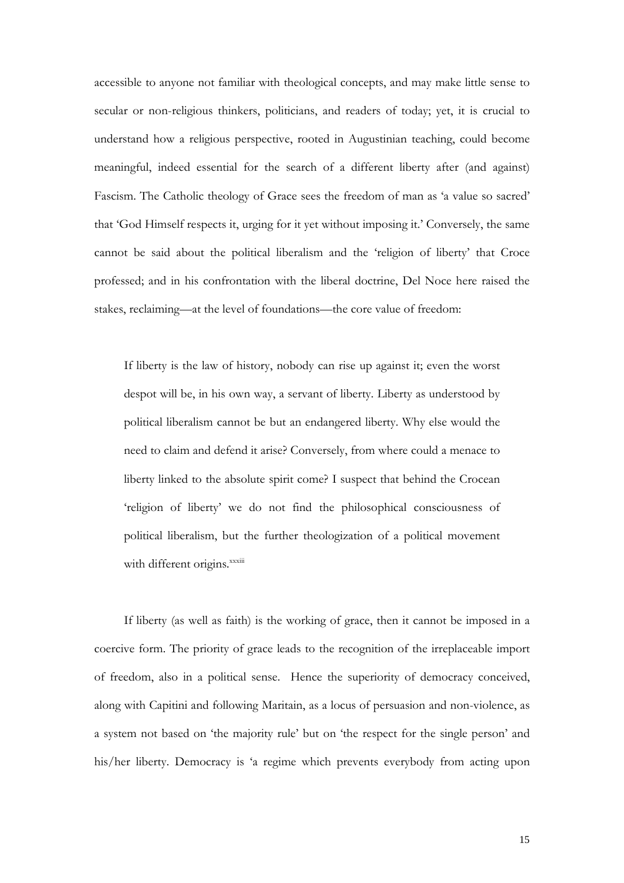accessible to anyone not familiar with theological concepts, and may make little sense to secular or non-religious thinkers, politicians, and readers of today; yet, it is crucial to understand how a religious perspective, rooted in Augustinian teaching, could become meaningful, indeed essential for the search of a different liberty after (and against) Fascism. The Catholic theology of Grace sees the freedom of man as 'a value so sacred' that 'God Himself respects it, urging for it yet without imposing it.' Conversely, the same cannot be said about the political liberalism and the 'religion of liberty' that Croce professed; and in his confrontation with the liberal doctrine, Del Noce here raised the stakes, reclaiming—at the level of foundations—the core value of freedom:

> If liberty is the law of history, nobody can rise up against it; even the worst despot will be, in his own way, a servant of liberty. Liberty as understood by political liberalism cannot be but an endangered liberty. Why else would the need to claim and defend it arise? Conversely, from where could a menace to liberty linked to the absolute spirit come? I suspect that behind the Crocean 'religion of liberty' we do not find the philosophical consciousness of political liberalism, but the further theologization of a political movement with different origins.[xxxiii]

If liberty (as well as faith) is the working of grace, then it cannot be imposed in a coercive form. The priority of grace leads to the recognition of the irreplaceable import of freedom, also in a political sense. Hence the superiority of democracy conceived, along with Capitini and following Maritain, as a locus of persuasion and non-violence, as a system not based on 'the majority rule' but on 'the respect for the single person' and his/her liberty. Democracy is 'a regime which prevents everybody from acting upon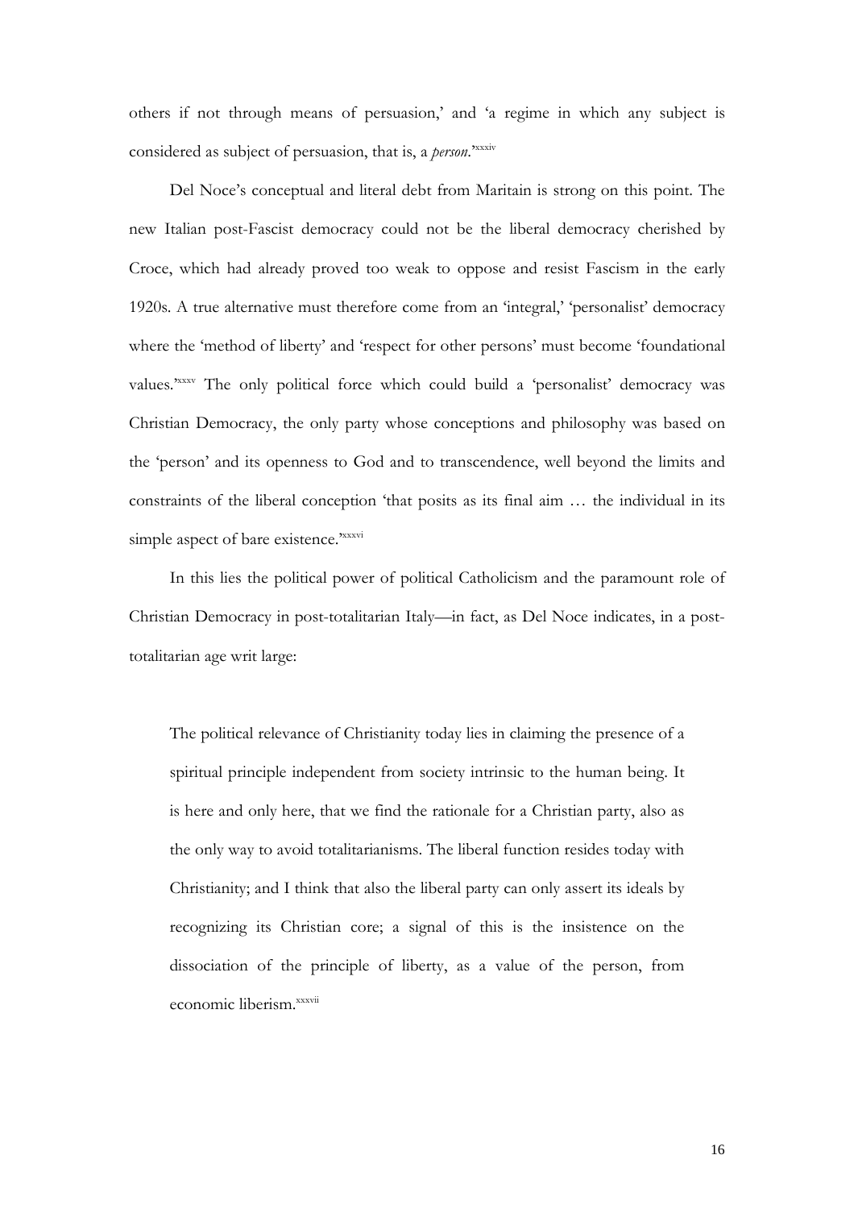others if not through means of persuasion,' and 'a regime in which any subject is considered as subject of persuasion, that is, a *person*.'[xxxiv]

Del Noce's conceptual and literal debt from Maritain is strong on this point. The new Italian post-Fascist democracy could not be the liberal democracy cherished by Croce, which had already proved too weak to oppose and resist Fascism in the early 1920s. A true alternative must therefore come from an 'integral,' 'personalist' democracy where the 'method of liberty' and 'respect for other persons' must become 'foundational values.'[xxxv] The only political force which could build a 'personalist' democracy was Christian Democracy, the only party whose conceptions and philosophy was based on the 'person' and its openness to God and to transcendence, well beyond the limits and constraints of the liberal conception 'that posits as its final aim … the individual in its simple aspect of bare existence.'[xxxvi]

In this lies the political power of political Catholicism and the paramount role of Christian Democracy in post-totalitarian Italy—in fact, as Del Noce indicates, in a post-totalitarian age writ large:

> The political relevance of Christianity today lies in claiming the presence of a spiritual principle independent from society intrinsic to the human being. It is here and only here, that we find the rationale for a Christian party, also as the only way to avoid totalitarianisms. The liberal function resides today with Christianity; and I think that also the liberal party can only assert its ideals by recognizing its Christian core; a signal of this is the insistence on the dissociation of the principle of liberty, as a value of the person, from economic liberism.[xxxvii]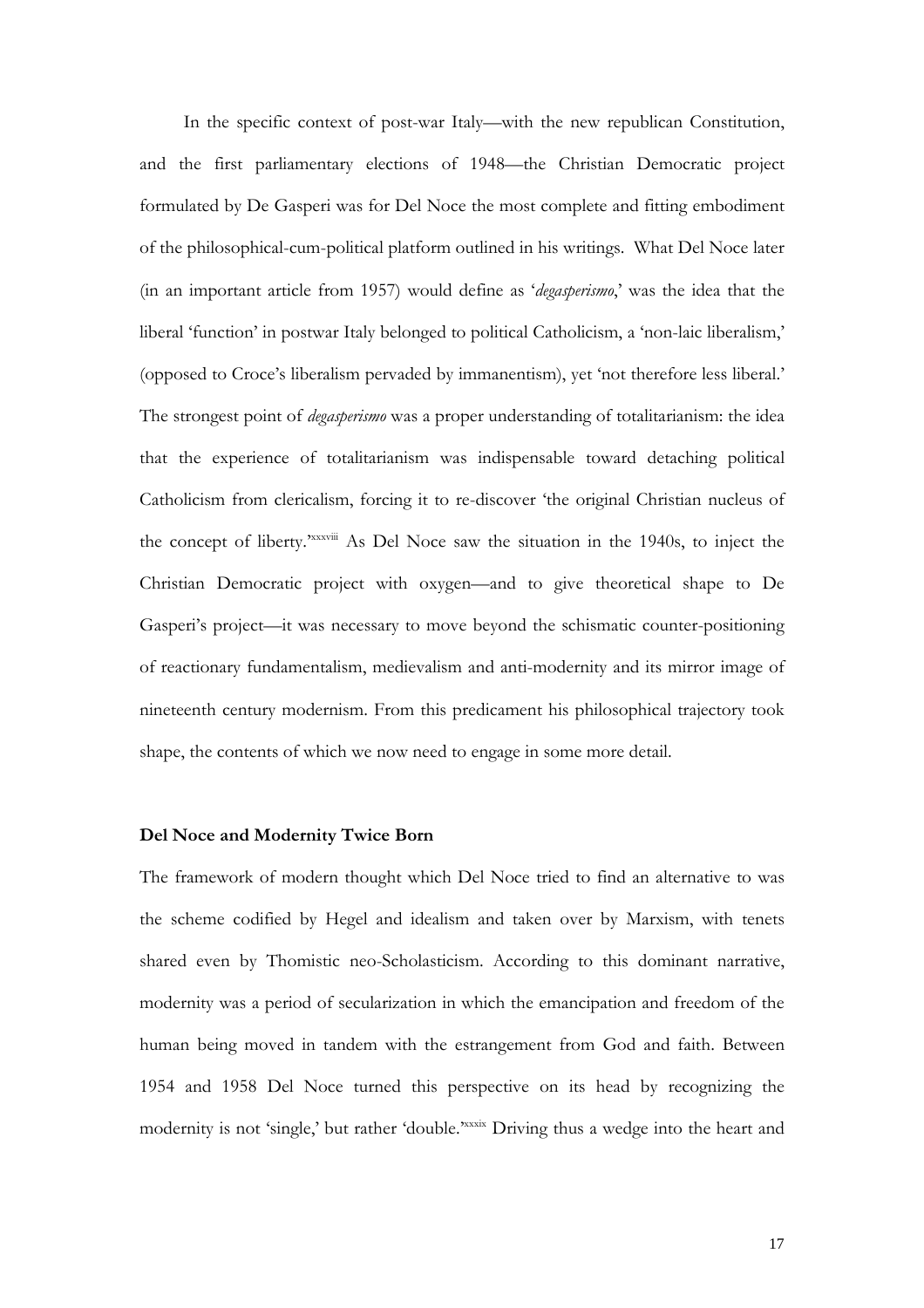In the specific context of post-war Italy—with the new republican Constitution, and the first parliamentary elections of 1948—the Christian Democratic project formulated by De Gasperi was for Del Noce the most complete and fitting embodiment of the philosophical-cum-political platform outlined in his writings. What Del Noce later (in an important article from 1957) would define as '*degasperismo*,' was the idea that the liberal 'function' in postwar Italy belonged to political Catholicism, a 'non-laic liberalism,' (opposed to Croce's liberalism pervaded by immanentism), yet 'not therefore less liberal.' The strongest point of *degasperismo* was a proper understanding of totalitarianism: the idea that the experience of totalitarianism was indispensable toward detaching political Catholicism from clericalism, forcing it to re-discover 'the original Christian nucleus of the concept of liberty.'[xxxviii] As Del Noce saw the situation in the 1940s, to inject the Christian Democratic project with oxygen—and to give theoretical shape to De Gasperi's project—it was necessary to move beyond the schismatic counter-positioning of reactionary fundamentalism, medievalism and anti-modernity and its mirror image of nineteenth century modernism. From this predicament his philosophical trajectory took shape, the contents of which we now need to engage in some more detail.

**Del Noce and Modernity Twice Born**

The framework of modern thought which Del Noce tried to find an alternative to was the scheme codified by Hegel and idealism and taken over by Marxism, with tenets shared even by Thomistic neo-Scholasticism. According to this dominant narrative, modernity was a period of secularization in which the emancipation and freedom of the human being moved in tandem with the estrangement from God and faith. Between 1954 and 1958 Del Noce turned this perspective on its head by recognizing the modernity is not 'single,' but rather 'double.'[xxxix] Driving thus a wedge into the heart and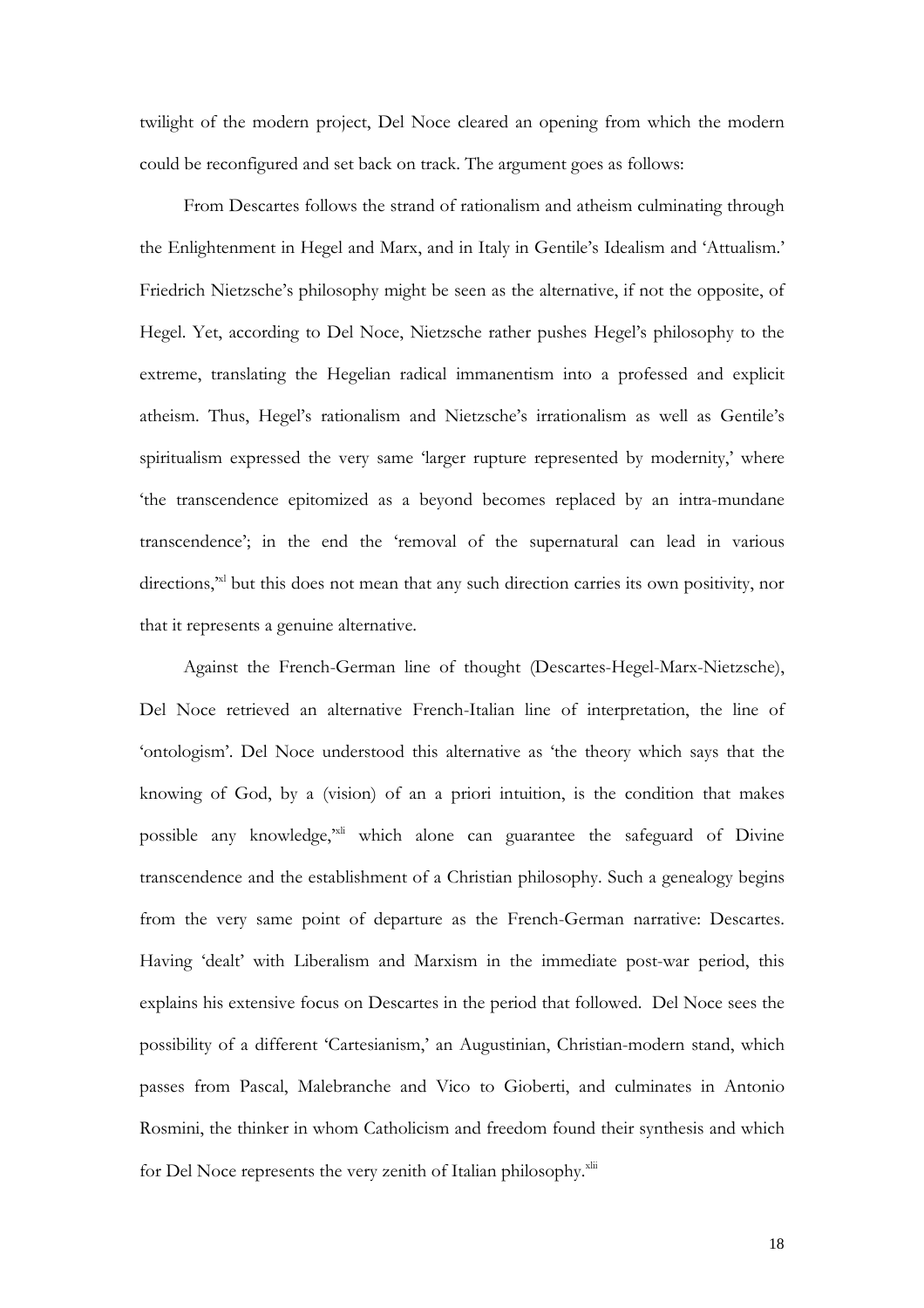twilight of the modern project, Del Noce cleared an opening from which the modern could be reconfigured and set back on track. The argument goes as follows:

From Descartes follows the strand of rationalism and atheism culminating through the Enlightenment in Hegel and Marx, and in Italy in Gentile's Idealism and 'Attualism.' Friedrich Nietzsche's philosophy might be seen as the alternative, if not the opposite, of Hegel. Yet, according to Del Noce, Nietzsche rather pushes Hegel's philosophy to the extreme, translating the Hegelian radical immanentism into a professed and explicit atheism. Thus, Hegel's rationalism and Nietzsche's irrationalism as well as Gentile's spiritualism expressed the very same 'larger rupture represented by modernity,' where 'the transcendence epitomized as a beyond becomes replaced by an intra-mundane transcendence'; in the end the 'removal of the supernatural can lead in various directions,'[xl] but this does not mean that any such direction carries its own positivity, nor that it represents a genuine alternative.

Against the French-German line of thought (Descartes-Hegel-Marx-Nietzsche), Del Noce retrieved an alternative French-Italian line of interpretation, the line of 'ontologism'. Del Noce understood this alternative as 'the theory which says that the knowing of God, by a (vision) of an a priori intuition, is the condition that makes possible any knowledge,'[xli] which alone can guarantee the safeguard of Divine transcendence and the establishment of a Christian philosophy. Such a genealogy begins from the very same point of departure as the French-German narrative: Descartes. Having 'dealt' with Liberalism and Marxism in the immediate post-war period, this explains his extensive focus on Descartes in the period that followed. Del Noce sees the possibility of a different 'Cartesianism,' an Augustinian, Christian-modern stand, which passes from Pascal, Malebranche and Vico to Gioberti, and culminates in Antonio Rosmini, the thinker in whom Catholicism and freedom found their synthesis and which for Del Noce represents the very zenith of Italian philosophy.[xlii]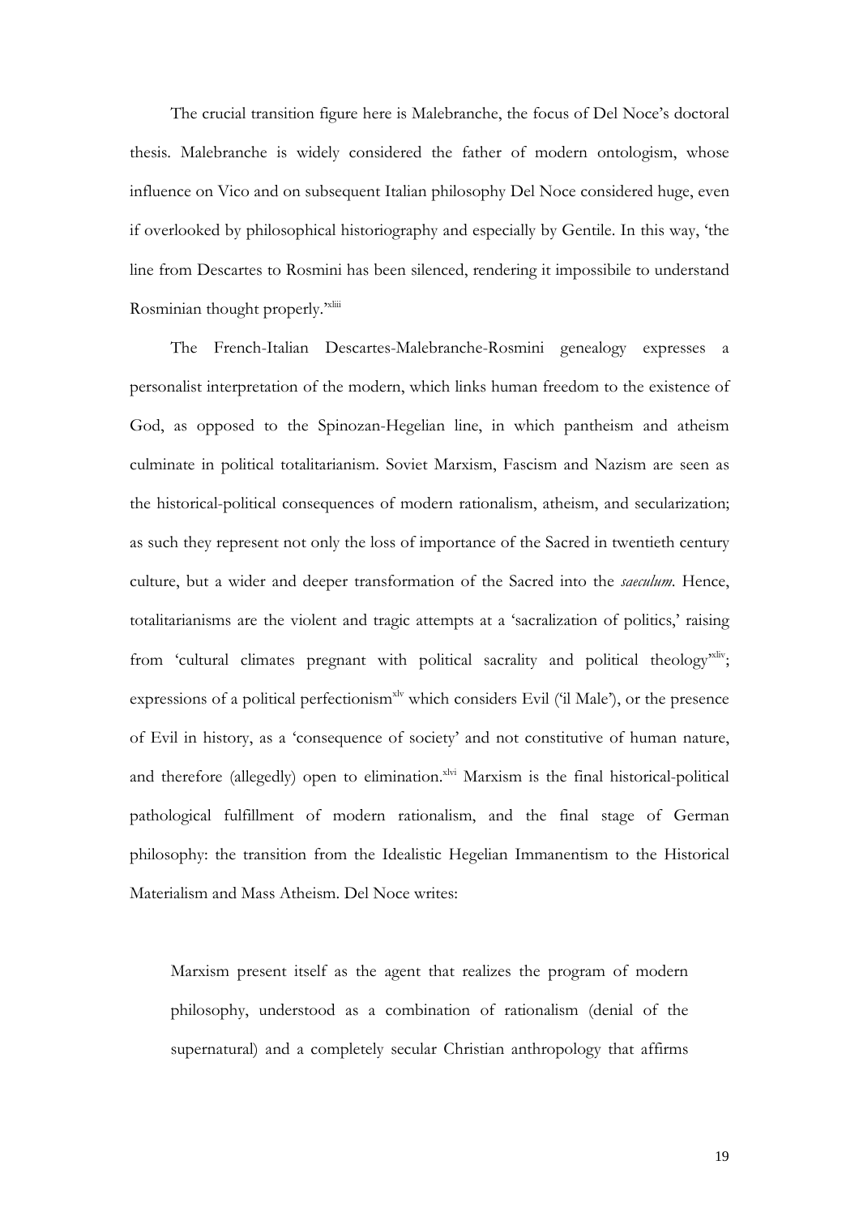The crucial transition figure here is Malebranche, the focus of Del Noce's doctoral thesis. Malebranche is widely considered the father of modern ontologism, whose influence on Vico and on subsequent Italian philosophy Del Noce considered huge, even if overlooked by philosophical historiography and especially by Gentile. In this way, 'the line from Descartes to Rosmini has been silenced, rendering it impossibile to understand Rosminian thought properly.'[xliii]

The French-Italian Descartes-Malebranche-Rosmini genealogy expresses a personalist interpretation of the modern, which links human freedom to the existence of God, as opposed to the Spinozan-Hegelian line, in which pantheism and atheism culminate in political totalitarianism. Soviet Marxism, Fascism and Nazism are seen as the historical-political consequences of modern rationalism, atheism, and secularization; as such they represent not only the loss of importance of the Sacred in twentieth century culture, but a wider and deeper transformation of the Sacred into the *saeculum*. Hence, totalitarianisms are the violent and tragic attempts at a 'sacralization of politics,' raising from 'cultural climates pregnant with political sacrality and political theology'[xliv]; expressions of a political perfectionism[xlv] which considers Evil ('il Male'), or the presence of Evil in history, as a 'consequence of society' and not constitutive of human nature, and therefore (allegedly) open to elimination.[xlvi] Marxism is the final historical-political pathological fulfillment of modern rationalism, and the final stage of German philosophy: the transition from the Idealistic Hegelian Immanentism to the Historical Materialism and Mass Atheism. Del Noce writes:

> Marxism present itself as the agent that realizes the program of modern philosophy, understood as a combination of rationalism (denial of the supernatural) and a completely secular Christian anthropology that affirms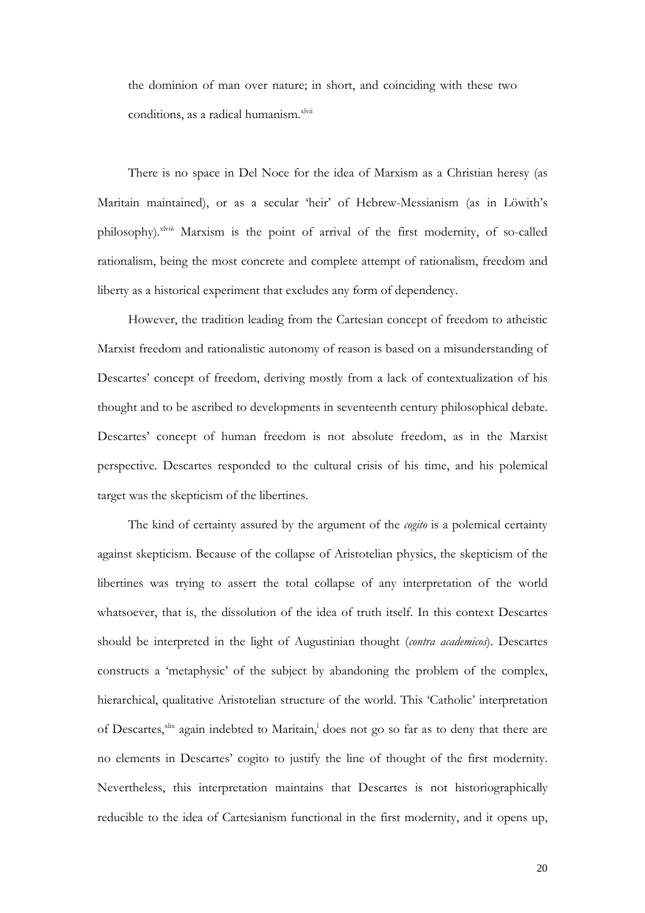the dominion of man over nature; in short, and coinciding with these two conditions, as a radical humanism.[xlvii]

There is no space in Del Noce for the idea of Marxism as a Christian heresy (as Maritain maintained), or as a secular 'heir' of Hebrew-Messianism (as in Löwith's philosophy).[xlviii] Marxism is the point of arrival of the first modernity, of so-called rationalism, being the most concrete and complete attempt of rationalism, freedom and liberty as a historical experiment that excludes any form of dependency.

However, the tradition leading from the Cartesian concept of freedom to atheistic Marxist freedom and rationalistic autonomy of reason is based on a misunderstanding of Descartes' concept of freedom, deriving mostly from a lack of contextualization of his thought and to be ascribed to developments in seventeenth century philosophical debate. Descartes' concept of human freedom is not absolute freedom, as in the Marxist perspective. Descartes responded to the cultural crisis of his time, and his polemical target was the skepticism of the libertines.

The kind of certainty assured by the argument of the *cogito* is a polemical certainty against skepticism. Because of the collapse of Aristotelian physics, the skepticism of the libertines was trying to assert the total collapse of any interpretation of the world whatsoever, that is, the dissolution of the idea of truth itself. In this context Descartes should be interpreted in the light of Augustinian thought (*contra academicos*). Descartes constructs a 'metaphysic' of the subject by abandoning the problem of the complex, hierarchical, qualitative Aristotelian structure of the world. This 'Catholic' interpretation of Descartes,[xlix] again indebted to Maritain,[l] does not go so far as to deny that there are no elements in Descartes' cogito to justify the line of thought of the first modernity. Nevertheless, this interpretation maintains that Descartes is not historiographically reducible to the idea of Cartesianism functional in the first modernity, and it opens up,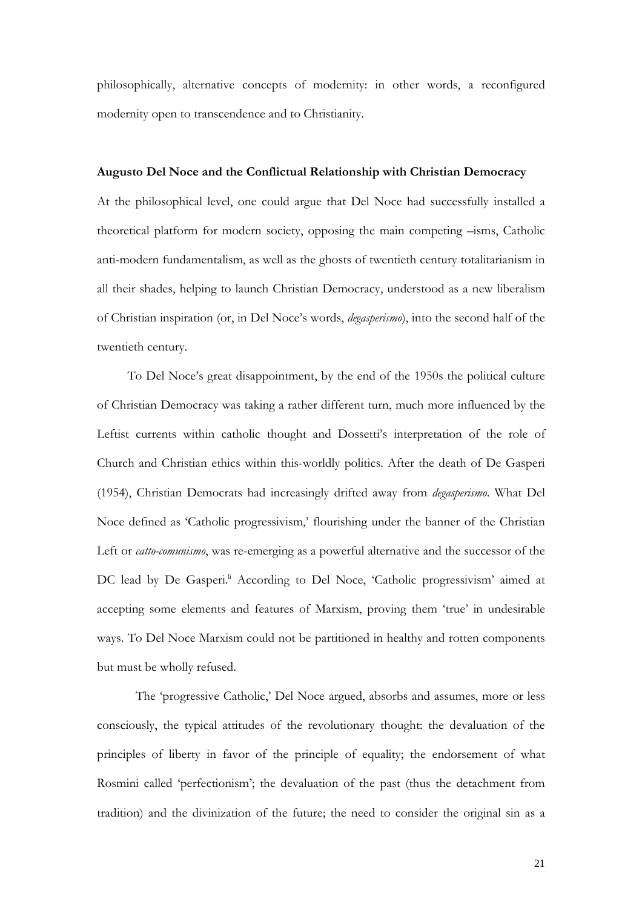philosophically, alternative concepts of modernity: in other words, a reconfigured modernity open to transcendence and to Christianity.

**Augusto Del Noce and the Conflictual Relationship with Christian Democracy**

At the philosophical level, one could argue that Del Noce had successfully installed a theoretical platform for modern society, opposing the main competing –isms, Catholic anti-modern fundamentalism, as well as the ghosts of twentieth century totalitarianism in all their shades, helping to launch Christian Democracy, understood as a new liberalism of Christian inspiration (or, in Del Noce's words, *degasperismo*), into the second half of the twentieth century.

To Del Noce's great disappointment, by the end of the 1950s the political culture of Christian Democracy was taking a rather different turn, much more influenced by the Leftist currents within catholic thought and Dossetti's interpretation of the role of Church and Christian ethics within this-worldly politics. After the death of De Gasperi (1954), Christian Democrats had increasingly drifted away from *degasperismo*. What Del Noce defined as 'Catholic progressivism,' flourishing under the banner of the Christian Left or *catto-comunismo*, was re-emerging as a powerful alternative and the successor of the DC lead by De Gasperi.[li] According to Del Noce, 'Catholic progressivism' aimed at accepting some elements and features of Marxism, proving them 'true' in undesirable ways. To Del Noce Marxism could not be partitioned in healthy and rotten components but must be wholly refused.

The 'progressive Catholic,' Del Noce argued, absorbs and assumes, more or less consciously, the typical attitudes of the revolutionary thought: the devaluation of the principles of liberty in favor of the principle of equality; the endorsement of what Rosmini called 'perfectionism'; the devaluation of the past (thus the detachment from tradition) and the divinization of the future; the need to consider the original sin as a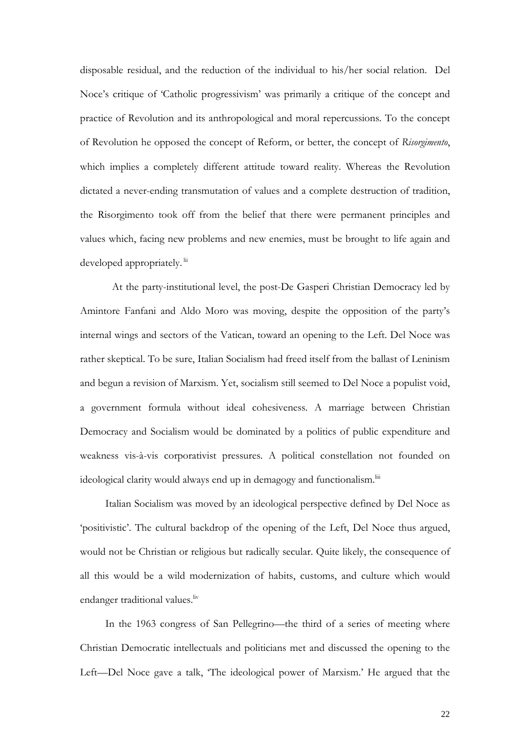disposable residual, and the reduction of the individual to his/her social relation. Del Noce's critique of 'Catholic progressivism' was primarily a critique of the concept and practice of Revolution and its anthropological and moral repercussions. To the concept of Revolution he opposed the concept of Reform, or better, the concept of *Risorgimento*, which implies a completely different attitude toward reality. Whereas the Revolution dictated a never-ending transmutation of values and a complete destruction of tradition, the Risorgimento took off from the belief that there were permanent principles and values which, facing new problems and new enemies, must be brought to life again and developed appropriately.[lii]

At the party-institutional level, the post-De Gasperi Christian Democracy led by Amintore Fanfani and Aldo Moro was moving, despite the opposition of the party's internal wings and sectors of the Vatican, toward an opening to the Left. Del Noce was rather skeptical. To be sure, Italian Socialism had freed itself from the ballast of Leninism and begun a revision of Marxism. Yet, socialism still seemed to Del Noce a populist void, a government formula without ideal cohesiveness. A marriage between Christian Democracy and Socialism would be dominated by a politics of public expenditure and weakness vis-à-vis corporativist pressures. A political constellation not founded on ideological clarity would always end up in demagogy and functionalism.[liii]

Italian Socialism was moved by an ideological perspective defined by Del Noce as 'positivistic'. The cultural backdrop of the opening of the Left, Del Noce thus argued, would not be Christian or religious but radically secular. Quite likely, the consequence of all this would be a wild modernization of habits, customs, and culture which would endanger traditional values.[liv]

In the 1963 congress of San Pellegrino—the third of a series of meeting where Christian Democratic intellectuals and politicians met and discussed the opening to the Left—Del Noce gave a talk, 'The ideological power of Marxism.' He argued that the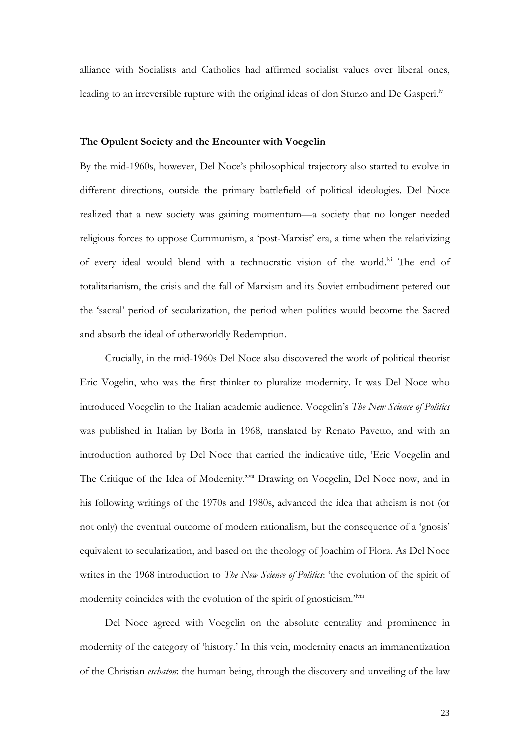alliance with Socialists and Catholics had affirmed socialist values over liberal ones, leading to an irreversible rupture with the original ideas of don Sturzo and De Gasperi.[lv]

**The Opulent Society and the Encounter with Voegelin**

By the mid-1960s, however, Del Noce's philosophical trajectory also started to evolve in different directions, outside the primary battlefield of political ideologies. Del Noce realized that a new society was gaining momentum—a society that no longer needed religious forces to oppose Communism, a 'post-Marxist' era, a time when the relativizing of every ideal would blend with a technocratic vision of the world.[lvi] The end of totalitarianism, the crisis and the fall of Marxism and its Soviet embodiment petered out the 'sacral' period of secularization, the period when politics would become the Sacred and absorb the ideal of otherworldly Redemption.

Crucially, in the mid-1960s Del Noce also discovered the work of political theorist Eric Vogelin, who was the first thinker to pluralize modernity. It was Del Noce who introduced Voegelin to the Italian academic audience. Voegelin's *The New Science of Politics* was published in Italian by Borla in 1968, translated by Renato Pavetto, and with an introduction authored by Del Noce that carried the indicative title, 'Eric Voegelin and The Critique of the Idea of Modernity.'[lvii] Drawing on Voegelin, Del Noce now, and in his following writings of the 1970s and 1980s, advanced the idea that atheism is not (or not only) the eventual outcome of modern rationalism, but the consequence of a 'gnosis' equivalent to secularization, and based on the theology of Joachim of Flora. As Del Noce writes in the 1968 introduction to *The New Science of Politics*: 'the evolution of the spirit of modernity coincides with the evolution of the spirit of gnosticism.'[lviii]

Del Noce agreed with Voegelin on the absolute centrality and prominence in modernity of the category of 'history.' In this vein, modernity enacts an immanentization of the Christian *eschaton*: the human being, through the discovery and unveiling of the law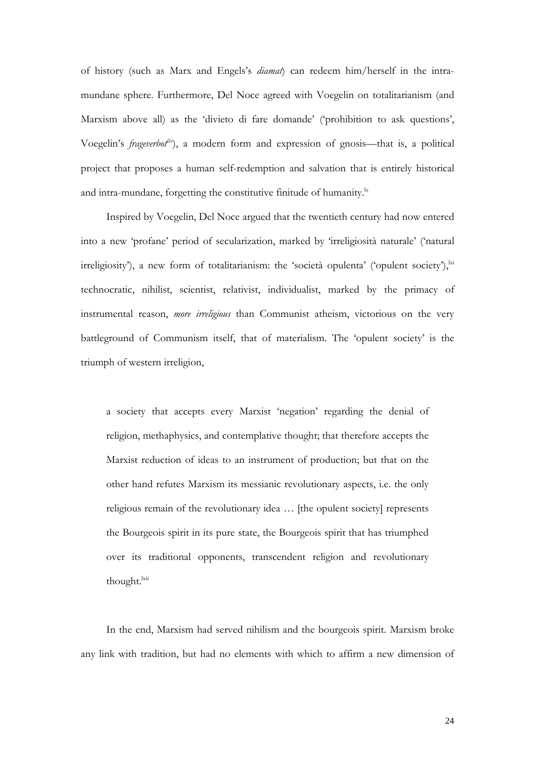of history (such as Marx and Engels's *diamat*) can redeem him/herself in the intra-mundane sphere. Furthermore, Del Noce agreed with Voegelin on totalitarianism (and Marxism above all) as the 'divieto di fare domande' ('prohibition to ask questions', Voegelin's *frageverbot*[lix]), a modern form and expression of gnosis—that is, a political project that proposes a human self-redemption and salvation that is entirely historical and intra-mundane, forgetting the constitutive finitude of humanity.[lx]

Inspired by Voegelin, Del Noce argued that the twentieth century had now entered into a new 'profane' period of secularization, marked by 'irreligiosità naturale' ('natural irreligiosity'), a new form of totalitarianism: the 'società opulenta' ('opulent society'),[lxi] technocratic, nihilist, scientist, relativist, individualist, marked by the primacy of instrumental reason, *more irreligious* than Communist atheism, victorious on the very battleground of Communism itself, that of materialism. The 'opulent society' is the triumph of western irreligion,

> a society that accepts every Marxist 'negation' regarding the denial of religion, methaphysics, and contemplative thought; that therefore accepts the Marxist reduction of ideas to an instrument of production; but that on the other hand refutes Marxism its messianic revolutionary aspects, i.e. the only religious remain of the revolutionary idea … [the opulent society] represents the Bourgeois spirit in its pure state, the Bourgeois spirit that has triumphed over its traditional opponents, transcendent religion and revolutionary thought.[lxii]

In the end, Marxism had served nihilism and the bourgeois spirit. Marxism broke any link with tradition, but had no elements with which to affirm a new dimension of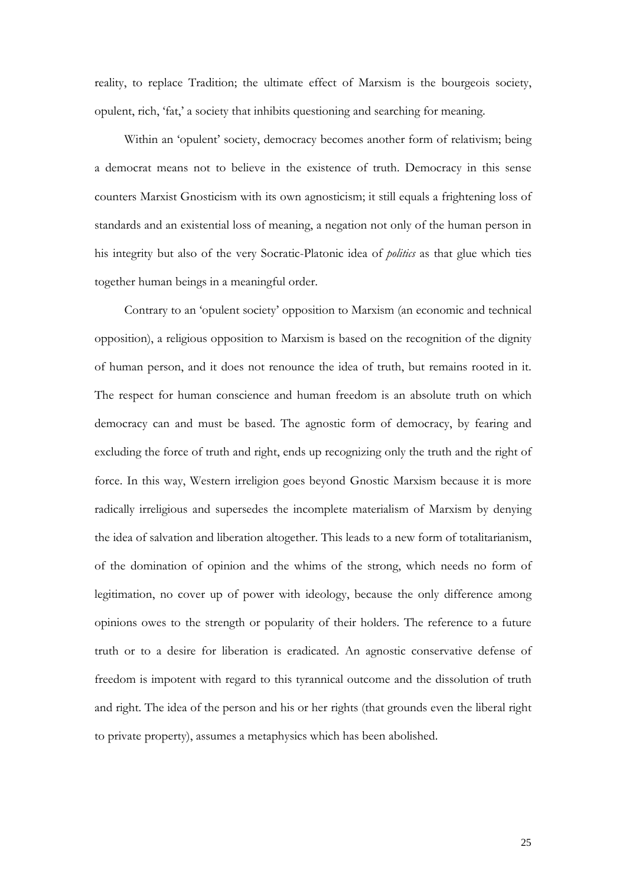reality, to replace Tradition; the ultimate effect of Marxism is the bourgeois society, opulent, rich, 'fat,' a society that inhibits questioning and searching for meaning.

Within an 'opulent' society, democracy becomes another form of relativism; being a democrat means not to believe in the existence of truth. Democracy in this sense counters Marxist Gnosticism with its own agnosticism; it still equals a frightening loss of standards and an existential loss of meaning, a negation not only of the human person in his integrity but also of the very Socratic-Platonic idea of *politics* as that glue which ties together human beings in a meaningful order.

Contrary to an 'opulent society' opposition to Marxism (an economic and technical opposition), a religious opposition to Marxism is based on the recognition of the dignity of human person, and it does not renounce the idea of truth, but remains rooted in it. The respect for human conscience and human freedom is an absolute truth on which democracy can and must be based. The agnostic form of democracy, by fearing and excluding the force of truth and right, ends up recognizing only the truth and the right of force. In this way, Western irreligion goes beyond Gnostic Marxism because it is more radically irreligious and supersedes the incomplete materialism of Marxism by denying the idea of salvation and liberation altogether. This leads to a new form of totalitarianism, of the domination of opinion and the whims of the strong, which needs no form of legitimation, no cover up of power with ideology, because the only difference among opinions owes to the strength or popularity of their holders. The reference to a future truth or to a desire for liberation is eradicated. An agnostic conservative defense of freedom is impotent with regard to this tyrannical outcome and the dissolution of truth and right. The idea of the person and his or her rights (that grounds even the liberal right to private property), assumes a metaphysics which has been abolished.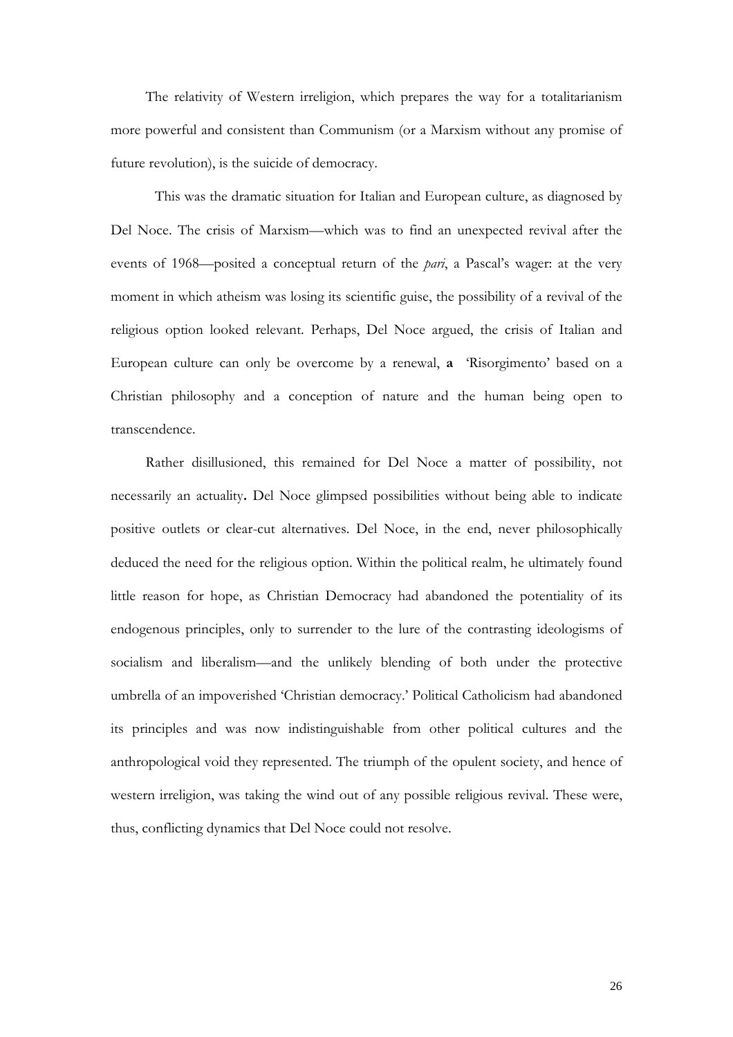The relativity of Western irreligion, which prepares the way for a totalitarianism more powerful and consistent than Communism (or a Marxism without any promise of future revolution), is the suicide of democracy.

This was the dramatic situation for Italian and European culture, as diagnosed by Del Noce. The crisis of Marxism—which was to find an unexpected revival after the events of 1968—posited a conceptual return of the *pari*, a Pascal's wager: at the very moment in which atheism was losing its scientific guise, the possibility of a revival of the religious option looked relevant. Perhaps, Del Noce argued, the crisis of Italian and European culture can only be overcome by a renewal, **a** 'Risorgimento' based on a Christian philosophy and a conception of nature and the human being open to transcendence.

Rather disillusioned, this remained for Del Noce a matter of possibility, not necessarily an actuality**.** Del Noce glimpsed possibilities without being able to indicate positive outlets or clear-cut alternatives. Del Noce, in the end, never philosophically deduced the need for the religious option. Within the political realm, he ultimately found little reason for hope, as Christian Democracy had abandoned the potentiality of its endogenous principles, only to surrender to the lure of the contrasting ideologisms of socialism and liberalism—and the unlikely blending of both under the protective umbrella of an impoverished 'Christian democracy.' Political Catholicism had abandoned its principles and was now indistinguishable from other political cultures and the anthropological void they represented. The triumph of the opulent society, and hence of western irreligion, was taking the wind out of any possible religious revival. These were, thus, conflicting dynamics that Del Noce could not resolve.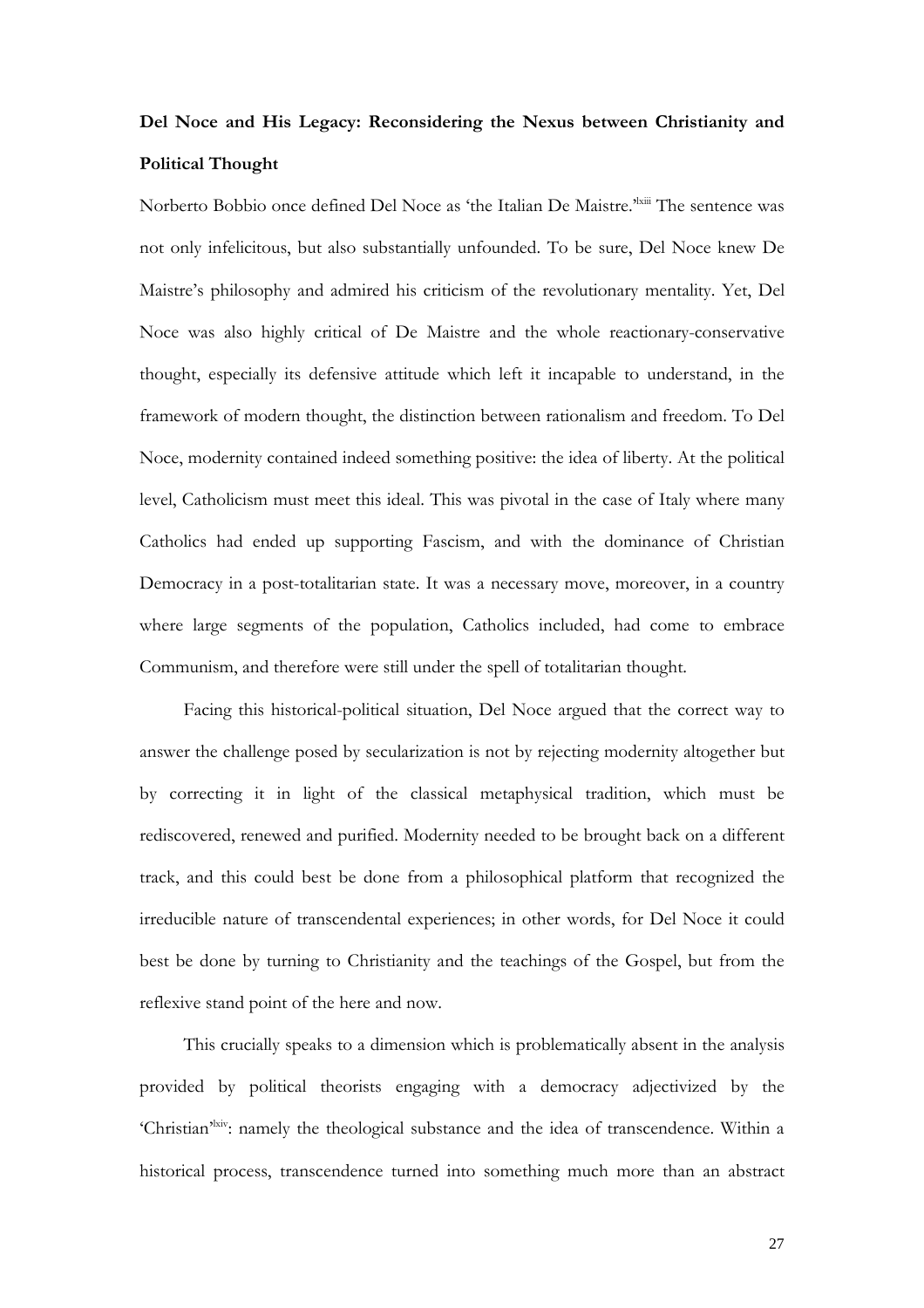**Del Noce and His Legacy: Reconsidering the Nexus between Christianity and Political Thought**

Norberto Bobbio once defined Del Noce as 'the Italian De Maistre.'[lxiii] The sentence was not only infelicitous, but also substantially unfounded. To be sure, Del Noce knew De Maistre's philosophy and admired his criticism of the revolutionary mentality. Yet, Del Noce was also highly critical of De Maistre and the whole reactionary-conservative thought, especially its defensive attitude which left it incapable to understand, in the framework of modern thought, the distinction between rationalism and freedom. To Del Noce, modernity contained indeed something positive: the idea of liberty. At the political level, Catholicism must meet this ideal. This was pivotal in the case of Italy where many Catholics had ended up supporting Fascism, and with the dominance of Christian Democracy in a post-totalitarian state. It was a necessary move, moreover, in a country where large segments of the population, Catholics included, had come to embrace Communism, and therefore were still under the spell of totalitarian thought.

Facing this historical-political situation, Del Noce argued that the correct way to answer the challenge posed by secularization is not by rejecting modernity altogether but by correcting it in light of the classical metaphysical tradition, which must be rediscovered, renewed and purified. Modernity needed to be brought back on a different track, and this could best be done from a philosophical platform that recognized the irreducible nature of transcendental experiences; in other words, for Del Noce it could best be done by turning to Christianity and the teachings of the Gospel, but from the reflexive stand point of the here and now.

This crucially speaks to a dimension which is problematically absent in the analysis provided by political theorists engaging with a democracy adjectivized by the 'Christian'[lxiv]: namely the theological substance and the idea of transcendence. Within a historical process, transcendence turned into something much more than an abstract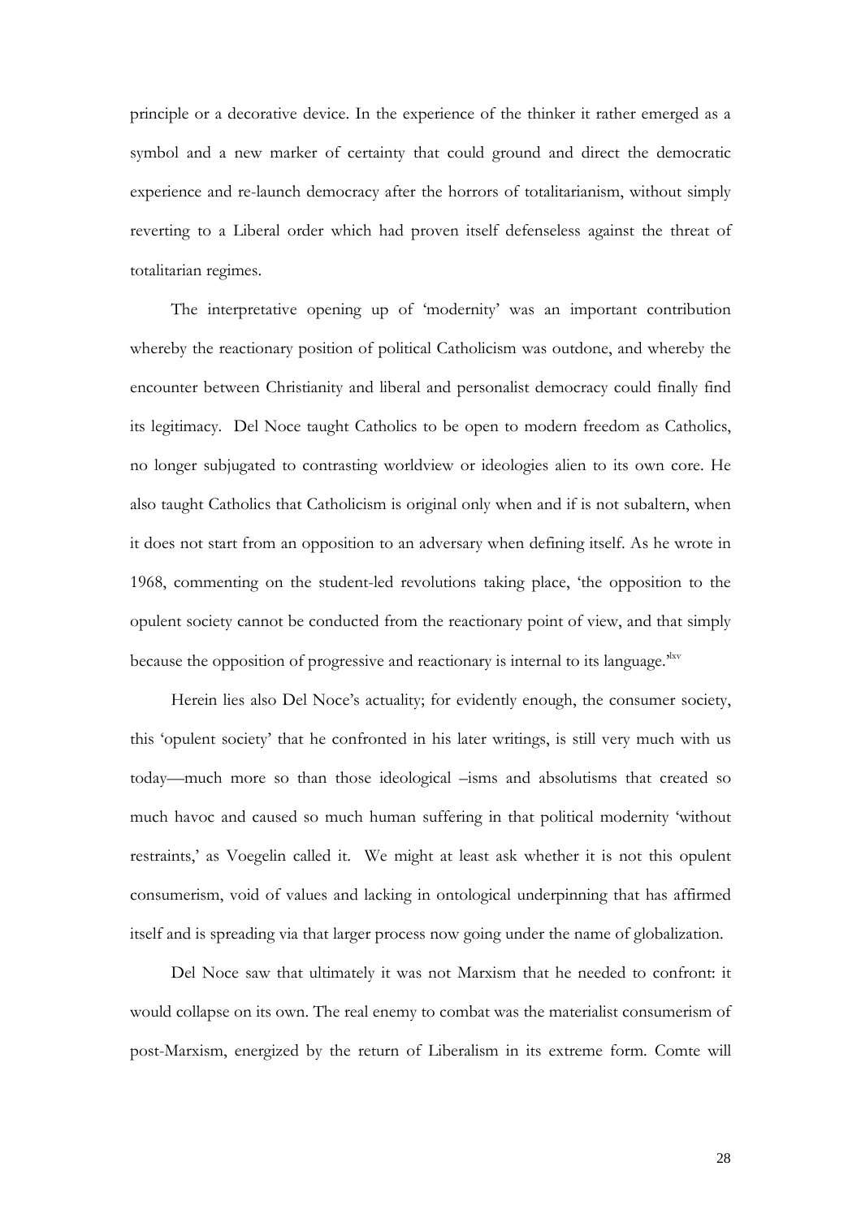principle or a decorative device. In the experience of the thinker it rather emerged as a symbol and a new marker of certainty that could ground and direct the democratic experience and re-launch democracy after the horrors of totalitarianism, without simply reverting to a Liberal order which had proven itself defenseless against the threat of totalitarian regimes.

The interpretative opening up of 'modernity' was an important contribution whereby the reactionary position of political Catholicism was outdone, and whereby the encounter between Christianity and liberal and personalist democracy could finally find its legitimacy. Del Noce taught Catholics to be open to modern freedom as Catholics, no longer subjugated to contrasting worldview or ideologies alien to its own core. He also taught Catholics that Catholicism is original only when and if is not subaltern, when it does not start from an opposition to an adversary when defining itself. As he wrote in 1968, commenting on the student-led revolutions taking place, 'the opposition to the opulent society cannot be conducted from the reactionary point of view, and that simply because the opposition of progressive and reactionary is internal to its language.'[lxv]

Herein lies also Del Noce's actuality; for evidently enough, the consumer society, this 'opulent society' that he confronted in his later writings, is still very much with us today—much more so than those ideological –isms and absolutisms that created so much havoc and caused so much human suffering in that political modernity 'without restraints,' as Voegelin called it. We might at least ask whether it is not this opulent consumerism, void of values and lacking in ontological underpinning that has affirmed itself and is spreading via that larger process now going under the name of globalization.

Del Noce saw that ultimately it was not Marxism that he needed to confront: it would collapse on its own. The real enemy to combat was the materialist consumerism of post-Marxism, energized by the return of Liberalism in its extreme form. Comte will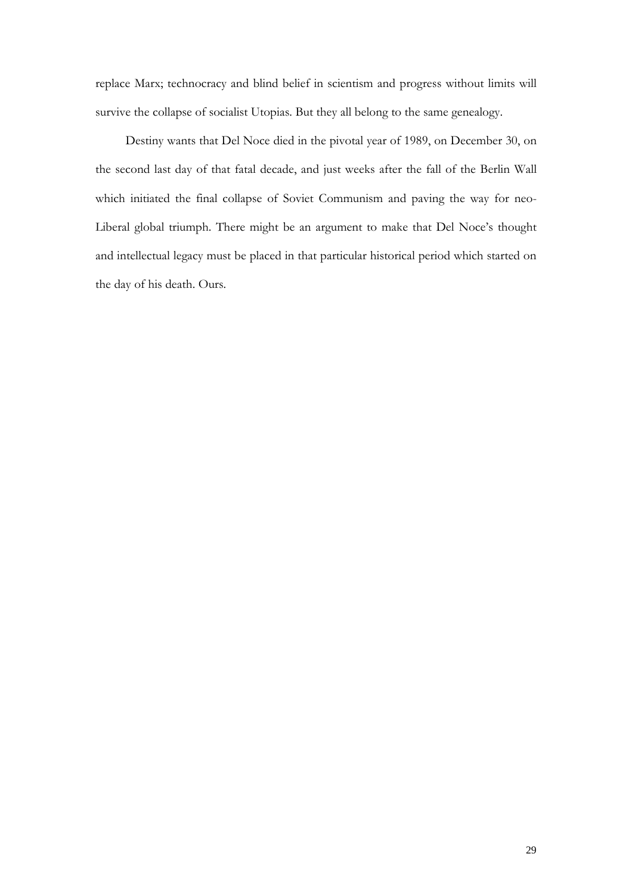replace Marx; technocracy and blind belief in scientism and progress without limits will survive the collapse of socialist Utopias. But they all belong to the same genealogy.

Destiny wants that Del Noce died in the pivotal year of 1989, on December 30, on the second last day of that fatal decade, and just weeks after the fall of the Berlin Wall which initiated the final collapse of Soviet Communism and paving the way for neo-Liberal global triumph. There might be an argument to make that Del Noce's thought and intellectual legacy must be placed in that particular historical period which started on the day of his death. Ours.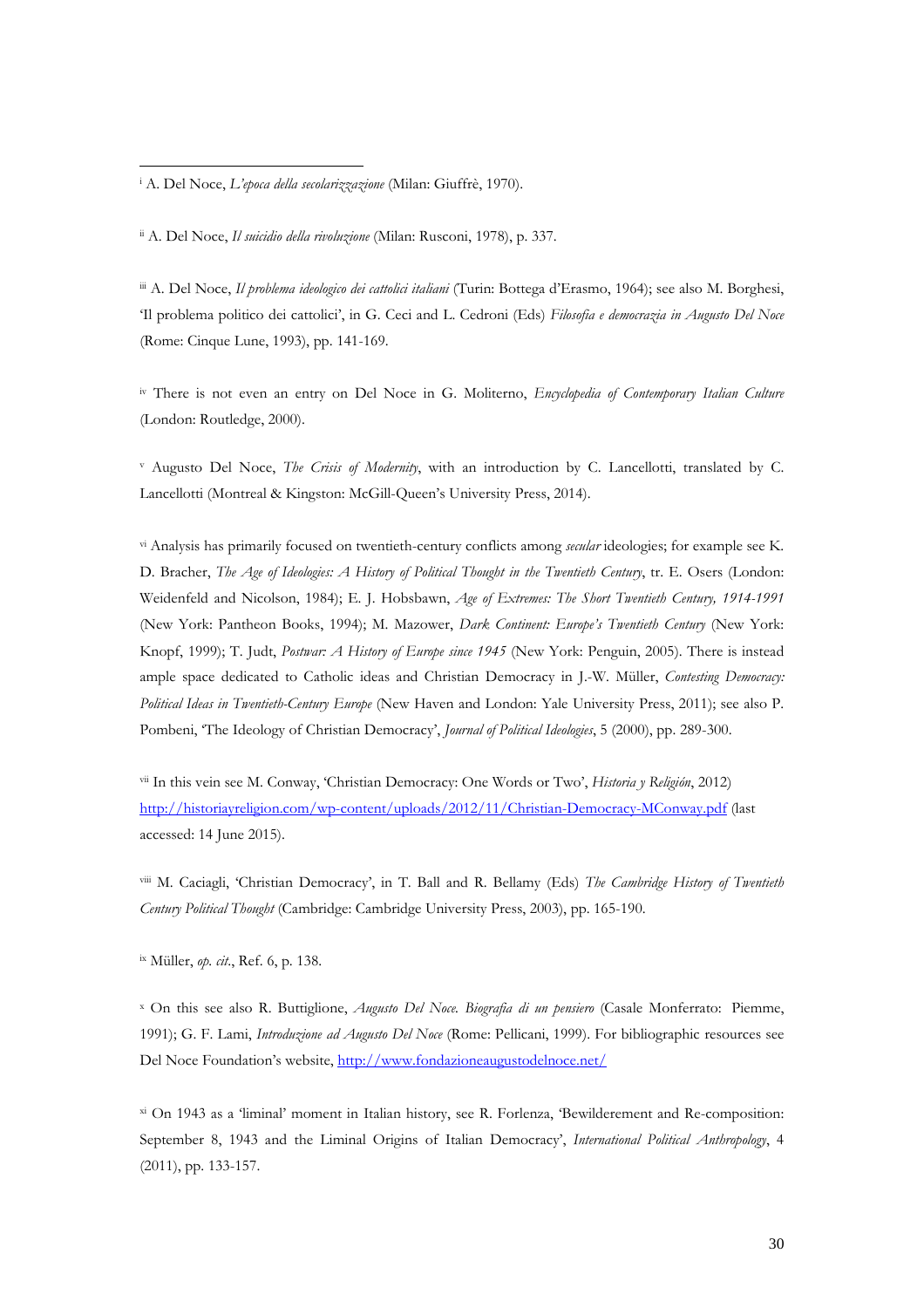[i] A. Del Noce, *L'epoca della secolarizzazione* (Milan: Giuffrè, 1970).

[ii] A. Del Noce, *Il suicidio della rivoluzione* (Milan: Rusconi, 1978), p. 337.

[iii] A. Del Noce, *Il problema ideologico dei cattolici italiani* (Turin: Bottega d'Erasmo, 1964); see also M. Borghesi, 'Il problema politico dei cattolici', in G. Ceci and L. Cedroni (Eds) *Filosofia e democrazia in Augusto Del Noce* (Rome: Cinque Lune, 1993), pp. 141-169.

[iv] There is not even an entry on Del Noce in G. Moliterno, *Encyclopedia of Contemporary Italian Culture* (London: Routledge, 2000).

[v] Augusto Del Noce, *The Crisis of Modernity*, with an introduction by C. Lancellotti, translated by C. Lancellotti (Montreal & Kingston: McGill-Queen's University Press, 2014).

[vi] Analysis has primarily focused on twentieth-century conflicts among *secular* ideologies; for example see K. D. Bracher, *The Age of Ideologies: A History of Political Thought in the Twentieth Century*, tr. E. Osers (London: Weidenfeld and Nicolson, 1984); E. J. Hobsbawn, *Age of Extremes: The Short Twentieth Century, 1914-1991* (New York: Pantheon Books, 1994); M. Mazower, *Dark Continent: Europe's Twentieth Century* (New York: Knopf, 1999); T. Judt, *Postwar: A History of Europe since 1945* (New York: Penguin, 2005). There is instead ample space dedicated to Catholic ideas and Christian Democracy in J.-W. Müller, *Contesting Democracy: Political Ideas in Twentieth-Century Europe* (New Haven and London: Yale University Press, 2011); see also P. Pombeni, 'The Ideology of Christian Democracy', *Journal of Political Ideologies*, 5 (2000), pp. 289-300.

[vii] In this vein see M. Conway, 'Christian Democracy: One Words or Two', *Historia y Religión*, 2012) http://historiayreligion.com/wp-content/uploads/2012/11/Christian-Democracy-MConway.pdf (last accessed: 14 June 2015).

[viii] M. Caciagli, 'Christian Democracy', in T. Ball and R. Bellamy (Eds) *The Cambridge History of Twentieth Century Political Thought* (Cambridge: Cambridge University Press, 2003), pp. 165-190.

[ix] Müller, *op. cit.*, Ref. 6, p. 138.

[x] On this see also R. Buttiglione, *Augusto Del Noce. Biografia di un pensiero* (Casale Monferrato: Piemme, 1991); G. F. Lami, *Introduzione ad Augusto Del Noce* (Rome: Pellicani, 1999). For bibliographic resources see Del Noce Foundation's website, http://www.fondazioneaugustodelnoce.net/

[xi] On 1943 as a 'liminal' moment in Italian history, see R. Forlenza, 'Bewilderement and Re-composition: September 8, 1943 and the Liminal Origins of Italian Democracy', *International Political Anthropology*, 4 (2011), pp. 133-157.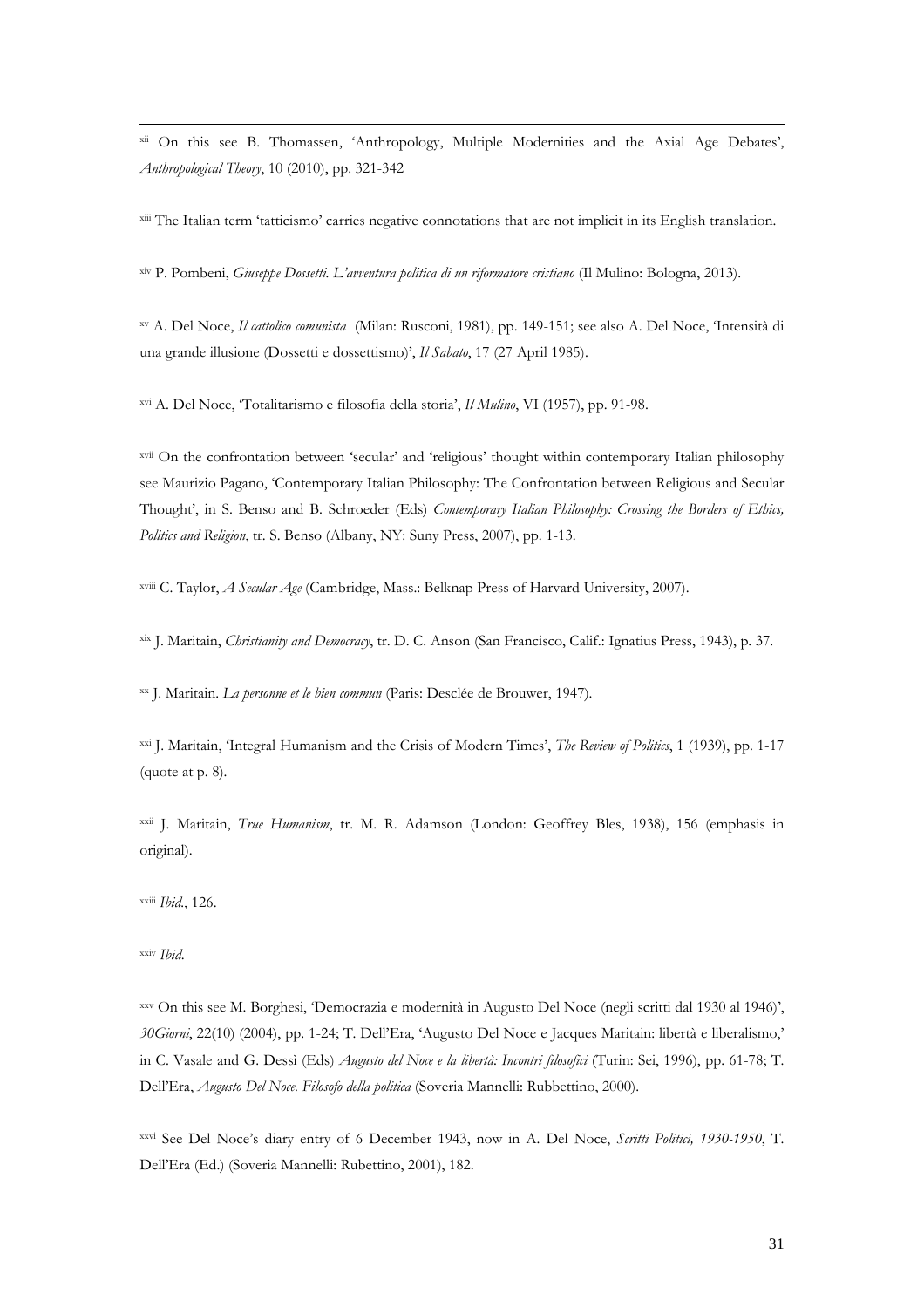[xii] On this see B. Thomassen, 'Anthropology, Multiple Modernities and the Axial Age Debates', *Anthropological Theory*, 10 (2010), pp. 321-342

[xiii] The Italian term 'tatticismo' carries negative connotations that are not implicit in its English translation.

[xiv] P. Pombeni, *Giuseppe Dossetti. L'avventura politica di un riformatore cristiano* (Il Mulino: Bologna, 2013).

[xv] A. Del Noce, *Il cattolico comunista* (Milan: Rusconi, 1981), pp. 149-151; see also A. Del Noce, 'Intensità di una grande illusione (Dossetti e dossettismo)', *Il Sabato*, 17 (27 April 1985).

[xvi] A. Del Noce, 'Totalitarismo e filosofia della storia', *Il Mulino*, VI (1957), pp. 91-98.

[xvii] On the confrontation between 'secular' and 'religious' thought within contemporary Italian philosophy see Maurizio Pagano, 'Contemporary Italian Philosophy: The Confrontation between Religious and Secular Thought', in S. Benso and B. Schroeder (Eds) *Contemporary Italian Philosophy: Crossing the Borders of Ethics, Politics and Religion*, tr. S. Benso (Albany, NY: Suny Press, 2007), pp. 1-13.

[xviii] C. Taylor, *A Secular Age* (Cambridge, Mass.: Belknap Press of Harvard University, 2007).

[xix] J. Maritain, *Christianity and Democracy*, tr. D. C. Anson (San Francisco, Calif.: Ignatius Press, 1943), p. 37.

[xx] J. Maritain. *La personne et le bien commun* (Paris: Desclée de Brouwer, 1947).

[xxi] J. Maritain, 'Integral Humanism and the Crisis of Modern Times', *The Review of Politics*, 1 (1939), pp. 1-17 (quote at p. 8).

[xxii] J. Maritain, *True Humanism*, tr. M. R. Adamson (London: Geoffrey Bles, 1938), 156 (emphasis in original).

[xxiii] *Ibid.*, 126.

[xxiv] *Ibid.*

[xxv] On this see M. Borghesi, 'Democrazia e modernità in Augusto Del Noce (negli scritti dal 1930 al 1946)', *30Giorni*, 22(10) (2004), pp. 1-24; T. Dell'Era, 'Augusto Del Noce e Jacques Maritain: libertà e liberalismo,' in C. Vasale and G. Dessì (Eds) *Augusto del Noce e la libertà: Incontri filosofici* (Turin: Sei, 1996), pp. 61-78; T. Dell'Era, *Augusto Del Noce. Filosofo della politica* (Soveria Mannelli: Rubbettino, 2000).

[xxvi] See Del Noce's diary entry of 6 December 1943, now in A. Del Noce, *Scritti Politici, 1930-1950*, T. Dell'Era (Ed.) (Soveria Mannelli: Rubettino, 2001), 182.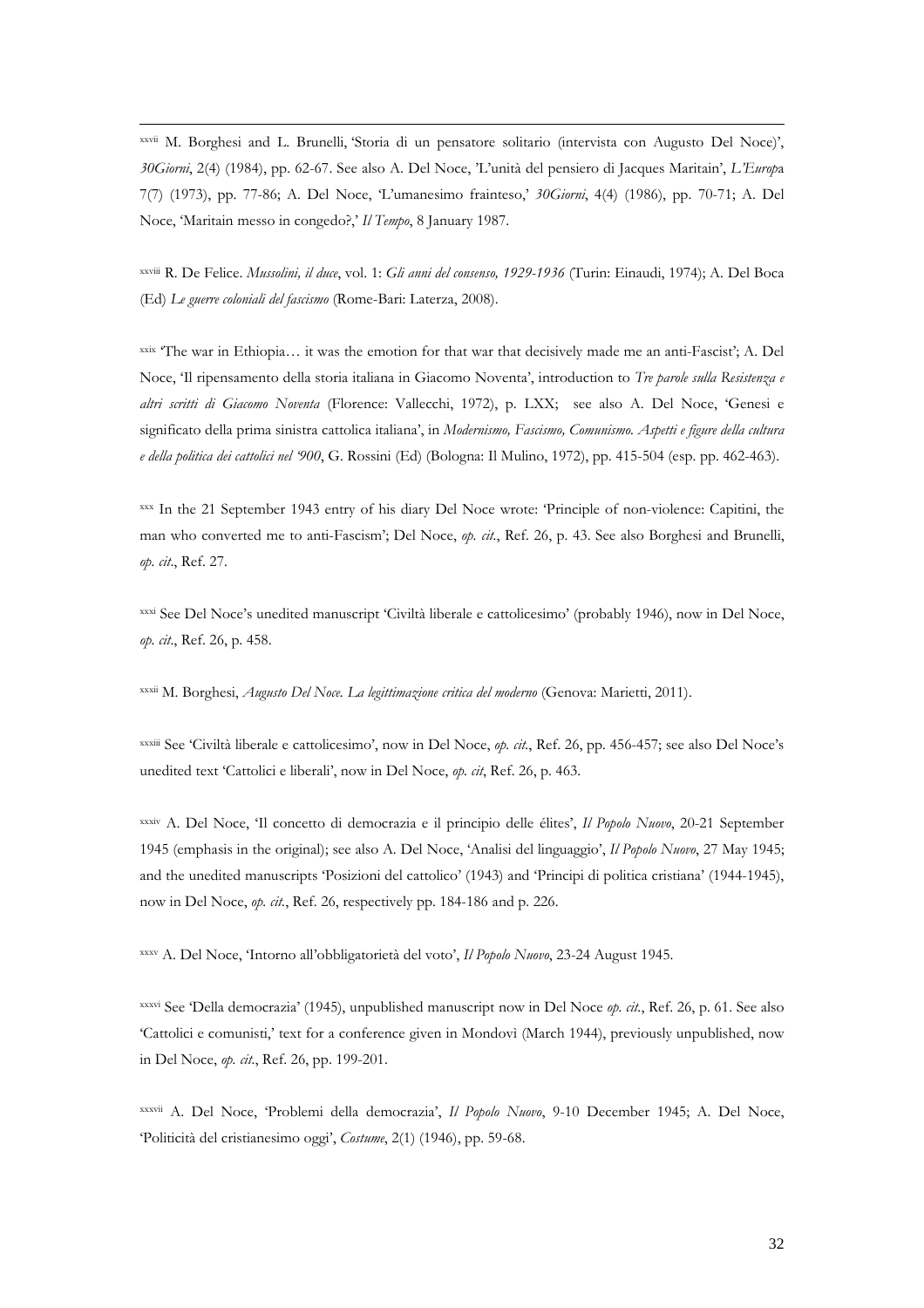[xxvii] M. Borghesi and L. Brunelli, 'Storia di un pensatore solitario (intervista con Augusto Del Noce)', *30Giorni*, 2(4) (1984), pp. 62-67. See also A. Del Noce, 'L'unità del pensiero di Jacques Maritain', *L'Europa* 7(7) (1973), pp. 77-86; A. Del Noce, 'L'umanesimo frainteso,' *30Giorni*, 4(4) (1986), pp. 70-71; A. Del Noce, 'Maritain messo in congedo?,' *Il Tempo*, 8 January 1987.

[xxviii] R. De Felice. *Mussolini, il duce*, vol. 1: *Gli anni del consenso, 1929-1936* (Turin: Einaudi, 1974); A. Del Boca (Ed) *Le guerre coloniali del fascismo* (Rome-Bari: Laterza, 2008).

[xxix] 'The war in Ethiopia… it was the emotion for that war that decisively made me an anti-Fascist'; A. Del Noce, 'Il ripensamento della storia italiana in Giacomo Noventa', introduction to *Tre parole sulla Resistenza e altri scritti di Giacomo Noventa* (Florence: Vallecchi, 1972), p. LXX; see also A. Del Noce, 'Genesi e significato della prima sinistra cattolica italiana', in *Modernismo, Fascismo, Comunismo. Aspetti e figure della cultura e della politica dei cattolici nel '900*, G. Rossini (Ed) (Bologna: Il Mulino, 1972), pp. 415-504 (esp. pp. 462-463).

[xxx] In the 21 September 1943 entry of his diary Del Noce wrote: 'Principle of non-violence: Capitini, the man who converted me to anti-Fascism'; Del Noce, *op. cit.*, Ref. 26, p. 43. See also Borghesi and Brunelli, *op. cit.*, Ref. 27.

[xxxi] See Del Noce's unedited manuscript 'Civiltà liberale e cattolicesimo' (probably 1946), now in Del Noce, *op. cit.*, Ref. 26, p. 458.

[xxxii] M. Borghesi, *Augusto Del Noce. La legittimazione critica del moderno* (Genova: Marietti, 2011).

[xxxiii] See 'Civiltà liberale e cattolicesimo', now in Del Noce, *op. cit.*, Ref. 26, pp. 456-457; see also Del Noce's unedited text 'Cattolici e liberali', now in Del Noce, *op. cit*, Ref. 26, p. 463.

[xxxiv] A. Del Noce, 'Il concetto di democrazia e il principio delle élites', *Il Popolo Nuovo*, 20-21 September 1945 (emphasis in the original); see also A. Del Noce, 'Analisi del linguaggio', *Il Popolo Nuovo*, 27 May 1945; and the unedited manuscripts 'Posizioni del cattolico' (1943) and 'Principi di politica cristiana' (1944-1945), now in Del Noce, *op. cit.*, Ref. 26, respectively pp. 184-186 and p. 226.

[xxxv] A. Del Noce, 'Intorno all'obbligatorietà del voto', *Il Popolo Nuovo*, 23-24 August 1945.

[xxxvi] See 'Della democrazia' (1945), unpublished manuscript now in Del Noce *op. cit.*, Ref. 26, p. 61. See also 'Cattolici e comunisti,' text for a conference given in Mondovì (March 1944), previously unpublished, now in Del Noce, *op. cit.*, Ref. 26, pp. 199-201.

[xxxvii] A. Del Noce, 'Problemi della democrazia', *Il Popolo Nuovo*, 9-10 December 1945; A. Del Noce, 'Politicità del cristianesimo oggi', *Costume*, 2(1) (1946), pp. 59-68.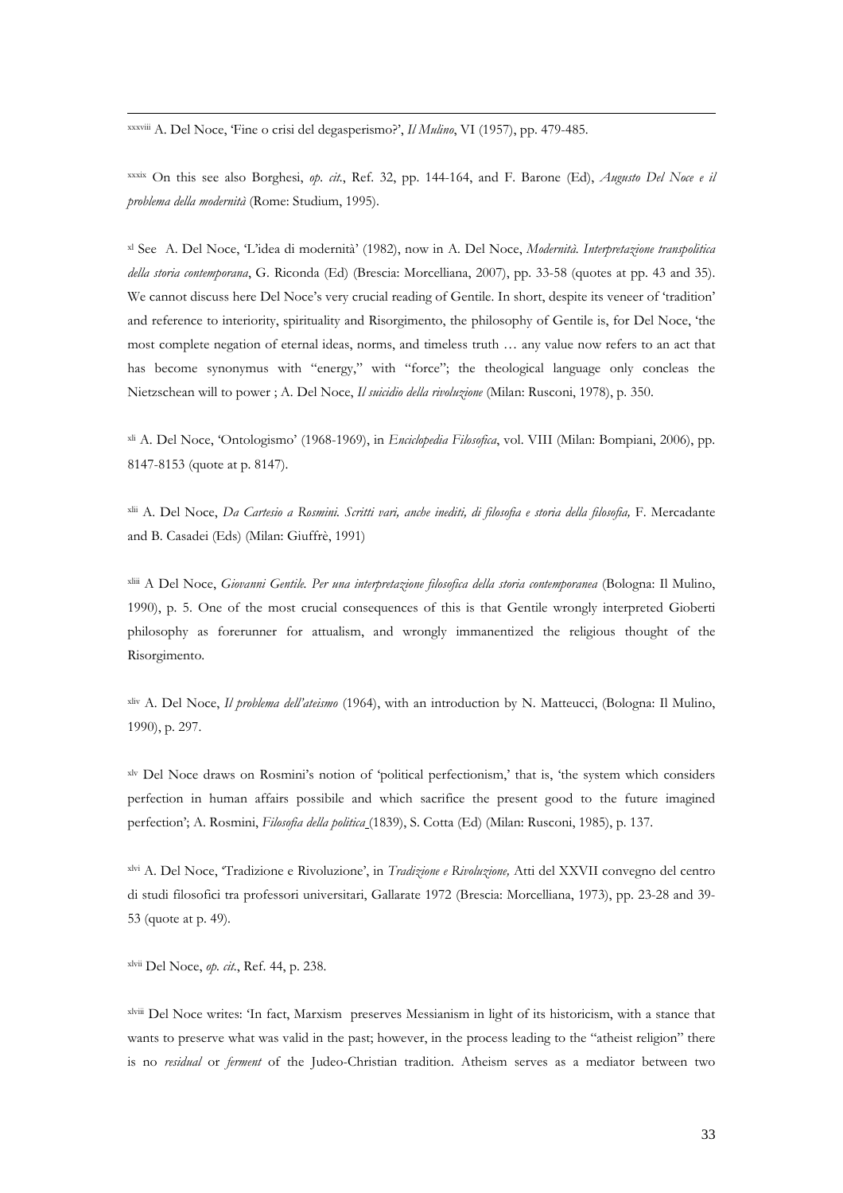[xxxviii] A. Del Noce, 'Fine o crisi del degasperismo?', *Il Mulino*, VI (1957), pp. 479-485.

[xxxix] On this see also Borghesi, *op. cit.*, Ref. 32, pp. 144-164, and F. Barone (Ed), *Augusto Del Noce e il problema della modernità* (Rome: Studium, 1995).

[xl] See A. Del Noce, 'L'idea di modernità' (1982), now in A. Del Noce, *Modernità. Interpretazione transpolitica della storia contemporanea*, G. Riconda (Ed) (Brescia: Morcelliana, 2007), pp. 33-58 (quotes at pp. 43 and 35). We cannot discuss here Del Noce's very crucial reading of Gentile. In short, despite its veneer of 'tradition' and reference to interiority, spirituality and Risorgimento, the philosophy of Gentile is, for Del Noce, 'the most complete negation of eternal ideas, norms, and timeless truth … any value now refers to an act that has become synonymus with "energy," with "force"; the theological language only concleas the Nitzschean will to power ; A. Del Noce, *Il suicidio della rivoluzione* (Milan: Rusconi, 1978), p. 350.

[xli] A. Del Noce, 'Ontologismo' (1968-1969), in *Enciclopedia Filosofica*, vol. VIII (Milan: Bompiani, 2006), pp. 8147-8153 (quote at p. 8147).

[xlii] A. Del Noce, *Da Cartesio a Rosmini. Scritti vari, anche inediti, di filosofia e storia della filosofia,* F. Mercadante and B. Casadei (Eds) (Milan: Giuffrè, 1991)

[xliii] A Del Noce, *Giovanni Gentile. Per una interpretazione filosofica della storia contemporanea* (Bologna: Il Mulino, 1990), p. 5. One of the most crucial consequences of this is that Gentile wrongly interpreted Gioberti philosophy as forerunner for attualism, and wrongly immanentized the religious thought of the Risorgimento.

[xliv] A. Del Noce, *Il problema dell'ateismo* (1964), with an introduction by N. Matteucci, (Bologna: Il Mulino, 1990), p. 297.

[xlv] Del Noce draws on Rosmini's notion of 'political perfectionism,' that is, 'the system which considers perfection in human affairs possibile and which sacrifice the present good to the future imagined perfection'; A. Rosmini, *Filosofia della politica* (1839), S. Cotta (Ed) (Milan: Rusconi, 1985), p. 137.

[xlvi] A. Del Noce, 'Tradizione e Rivoluzione', in *Tradizione e Rivoluzione,* Atti del XXVII convegno del centro di studi filosofici tra professori universitari, Gallarate 1972 (Brescia: Morcelliana, 1973), pp. 23-28 and 39-53 (quote at p. 49).

[xlvii] Del Noce, *op. cit.*, Ref. 44, p. 238.

[xlviii] Del Noce writes: 'In fact, Marxism preserves Messianism in light of its historicism, with a stance that wants to preserve what was valid in the past; however, in the process leading to the "atheist religion" there is no *residual* or *ferment* of the Judeo-Christian tradition. Atheism serves as a mediator between two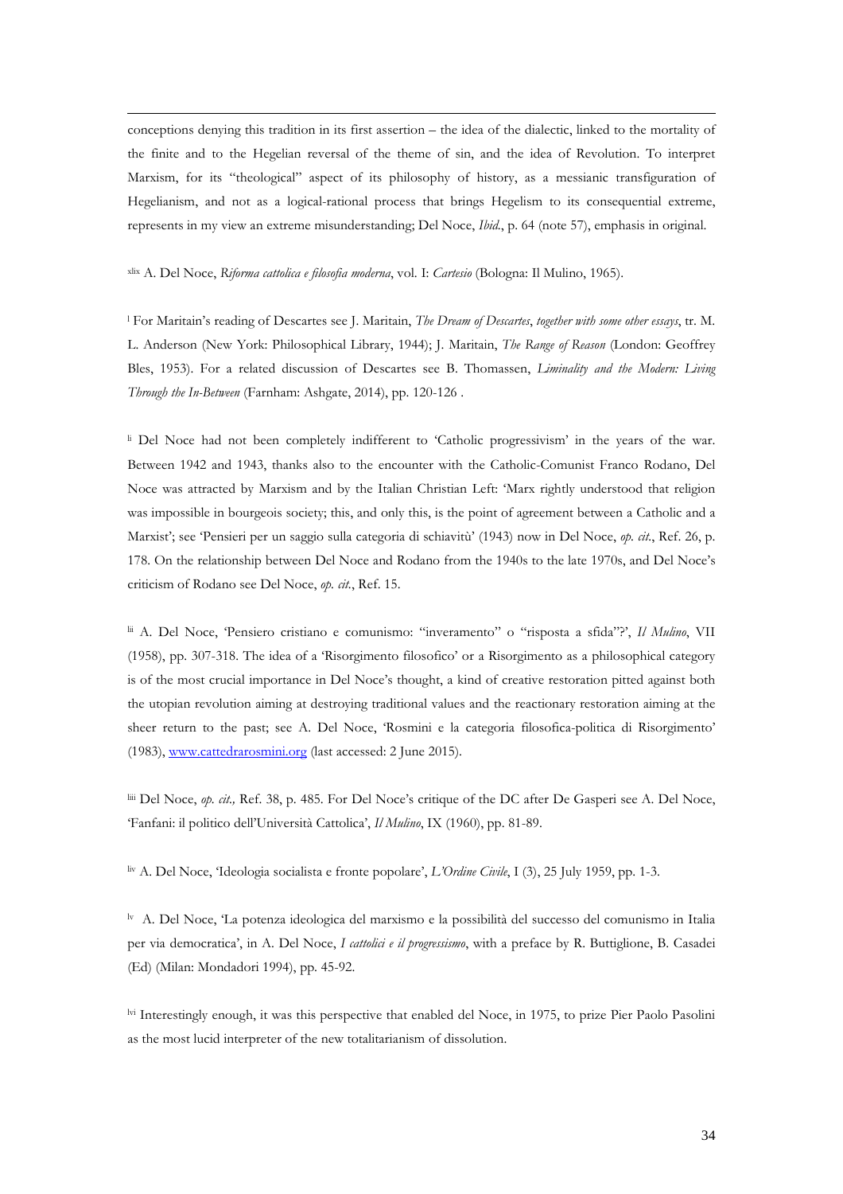conceptions denying this tradition in its first assertion – the idea of the dialectic, linked to the mortality of the finite and to the Hegelian reversal of the theme of sin, and the idea of Revolution. To interpret Marxism, for its "theological" aspect of its philosophy of history, as a messianic transfiguration of Hegelianism, and not as a logical-rational process that brings Hegelism to its consequential extreme, represents in my view an extreme misunderstanding; Del Noce, *Ibid.*, p. 64 (note 57), emphasis in original.

[xlix] A. Del Noce, *Riforma cattolica e filosofia moderna*, vol. I: *Cartesio* (Bologna: Il Mulino, 1965).

[l] For Maritain's reading of Descartes see J. Maritain, *The Dream of Descartes*, *together with some other essays*, tr. M. L. Anderson (New York: Philosophical Library, 1944); J. Maritain, *The Range of Reason* (London: Geoffrey Bles, 1953). For a related discussion of Descartes see B. Thomassen, *Liminality and the Modern: Living Through the In-Between* (Farnham: Ashgate, 2014), pp. 120-126 .

[li] Del Noce had not been completely indifferent to 'Catholic progressivism' in the years of the war. Between 1942 and 1943, thanks also to the encounter with the Catholic-Comunist Franco Rodano, Del Noce was attracted by Marxism and by the Italian Christian Left: 'Marx rightly understood that religion was impossible in bourgeois society; this, and only this, is the point of agreement between a Catholic and a Marxist'; see 'Pensieri per un saggio sulla categoria di schiavitù' (1943) now in Del Noce, *op. cit.*, Ref. 26, p. 178. On the relationship between Del Noce and Rodano from the 1940s to the late 1970s, and Del Noce's criticism of Rodano see Del Noce, *op. cit.*, Ref. 15.

[lii] A. Del Noce, 'Pensiero cristiano e comunismo: "inveramento" o "risposta a sfida"?', *Il Mulino*, VII (1958), pp. 307-318. The idea of a 'Risorgimento filosofico' or a Risorgimento as a philosophical category is of the most crucial importance in Del Noce's thought, a kind of creative restoration pitted against both the utopian revolution aiming at destroying traditional values and the reactionary restoration aiming at the sheer return to the past; see A. Del Noce, 'Rosmini e la categoria filosofica-politica di Risorgimento' (1983), www.cattedrarosmini.org (last accessed: 2 June 2015).

[liii] Del Noce, *op. cit.,* Ref. 38, p. 485. For Del Noce's critique of the DC after De Gasperi see A. Del Noce, 'Fanfani: il politico dell'Università Cattolica', *Il Mulino*, IX (1960), pp. 81-89.

[liv] A. Del Noce, 'Ideologia socialista e fronte popolare', *L'Ordine Civile*, I (3), 25 July 1959, pp. 1-3.

[lv] A. Del Noce, 'La potenza ideologica del marxismo e la possibilità del successo del comunismo in Italia per via democratica', in A. Del Noce, *I cattolici e il progressismo*, with a preface by R. Buttiglione, B. Casadei (Ed) (Milan: Mondadori 1994), pp. 45-92.

[lvi] Interestingly enough, it was this perspective that enabled del Noce, in 1975, to prize Pier Paolo Pasolini as the most lucid interpreter of the new totalitarianism of dissolution.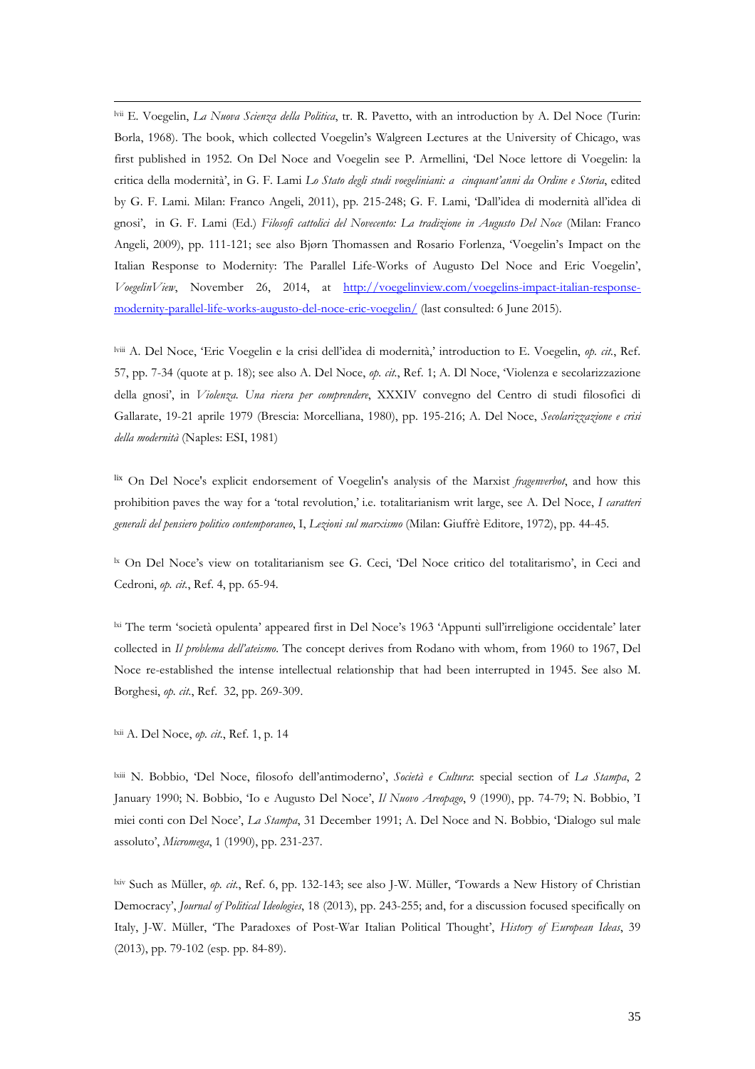[lvii] E. Voegelin, *La Nuova Scienza della Politica*, tr. R. Pavetto, with an introduction by A. Del Noce (Turin: Borla, 1968). The book, which collected Voegelin's Walgreen Lectures at the University of Chicago, was first published in 1952. On Del Noce and Voegelin see P. Armellini, 'Del Noce lettore di Voegelin: la critica della modernità', in G. F. Lami *Lo Stato degli studi voegeliniani: a cinquant'anni da Ordine e Storia*, edited by G. F. Lami. Milan: Franco Angeli, 2011), pp. 215-248; G. F. Lami, 'Dall'idea di modernità all'idea di gnosi', in G. F. Lami (Ed.) *Filosofi cattolici del Novecento: La tradizione in Augusto Del Noce* (Milan: Franco Angeli, 2009), pp. 111-121; see also Bjørn Thomassen and Rosario Forlenza, 'Voegelin's Impact on the Italian Response to Modernity: The Parallel Life-Works of Augusto Del Noce and Eric Voegelin', *VoegelinView*, November 26, 2014, at http://voegelinview.com/voegelins-impact-italian-response-modernity-parallel-life-works-augusto-del-noce-eric-voegelin/ (last consulted: 6 June 2015).

[lviii] A. Del Noce, 'Eric Voegelin e la crisi dell'idea di modernità,' introduction to E. Voegelin, *op. cit.*, Ref. 57, pp. 7-34 (quote at p. 18); see also A. Del Noce, *op. cit.*, Ref. 1; A. Dl Noce, 'Violenza e secolarizzazione della gnosi', in *Violenza. Una ricera per comprendere*, XXXIV convegno del Centro di studi filosofici di Gallarate, 19-21 aprile 1979 (Brescia: Morcelliana, 1980), pp. 195-216; A. Del Noce, *Secolarizzazione e crisi della modernità* (Naples: ESI, 1981)

[lix] On Del Noce's explicit endorsement of Voegelin's analysis of the Marxist *fragenverbot*, and how this prohibition paves the way for a 'total revolution,' i.e. totalitarianism writ large, see A. Del Noce, *I caratteri generali del pensiero politico contemporaneo*, I, *Lezioni sul marxismo* (Milan: Giuffrè Editore, 1972), pp. 44-45.

[lx] On Del Noce's view on totalitarianism see G. Ceci, 'Del Noce critico del totalitarismo', in Ceci and Cedroni, *op. cit.*, Ref. 4, pp. 65-94.

[lxi] The term 'società opulenta' appeared first in Del Noce's 1963 'Appunti sull'irreligione occidentale' later collected in *Il problema dell'ateismo*. The concept derives from Rodano with whom, from 1960 to 1967, Del Noce re-established the intense intellectual relationship that had been interrupted in 1945. See also M. Borghesi, *op. cit.*, Ref. 32, pp. 269-309.

[lxii] A. Del Noce, *op. cit.*, Ref. 1, p. 14

[lxiii] N. Bobbio, 'Del Noce, filosofo dell'antimoderno', *Società e Cultura*: special section of *La Stampa*, 2 January 1990; N. Bobbio, 'Io e Augusto Del Noce', *Il Nuovo Areopago*, 9 (1990), pp. 74-79; N. Bobbio, 'I miei conti con Del Noce', *La Stampa*, 31 December 1991; A. Del Noce and N. Bobbio, 'Dialogo sul male assoluto', *Micromega*, 1 (1990), pp. 231-237.

[lxiv] Such as Müller, *op. cit.*, Ref. 6, pp. 132-143; see also J-W. Müller, 'Towards a New History of Christian Democracy', *Journal of Political Ideologies*, 18 (2013), pp. 243-255; and, for a discussion focused specifically on Italy, J-W. Müller, 'The Paradoxes of Post-War Italian Political Thought', *History of European Ideas*, 39 (2013), pp. 79-102 (esp. pp. 84-89).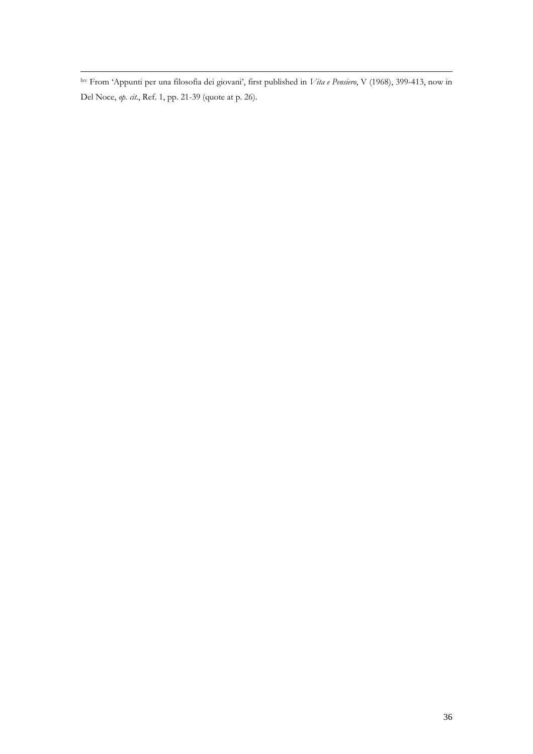[lxv] From 'Appunti per una filosofia dei giovani', first published in *Vita e Pensiero*, V (1968), 399-413, now in Del Noce, *op. cit.*, Ref. 1, pp. 21-39 (quote at p. 26).